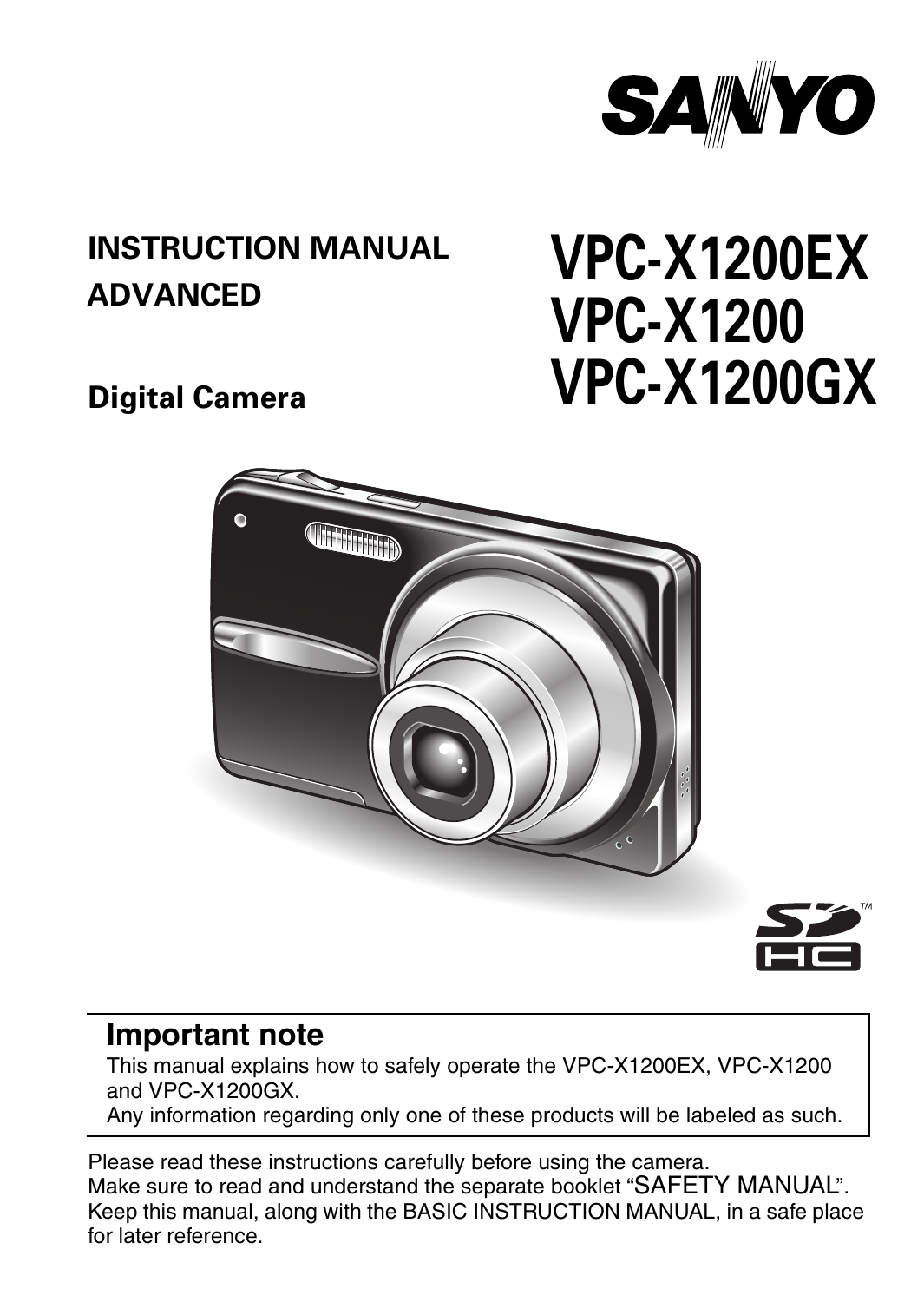SANYO

**INSTRUCTION MANUAL ADVANCED**

**Digital Camera**

# VPC-X1200EX
# VPC-X1200
# VPC-X1200GX

**Important note**

This manual explains how to safely operate the VPC-X1200EX, VPC-X1200 and VPC-X1200GX.
Any information regarding only one of these products will be labeled as such.

Please read these instructions carefully before using the camera.
Make sure to read and understand the separate booklet "SAFETY MANUAL".
Keep this manual, along with the BASIC INSTRUCTION MANUAL, in a safe place for later reference.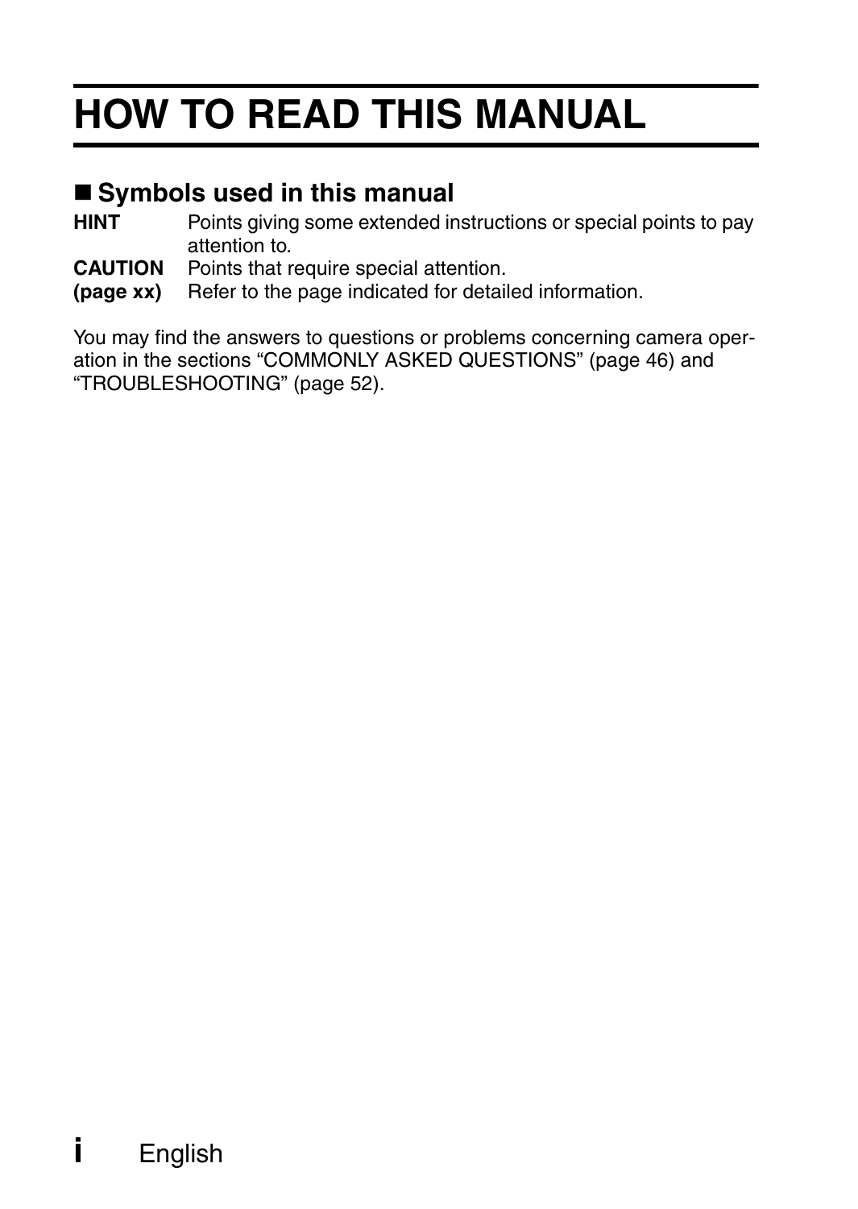# HOW TO READ THIS MANUAL

## ■ Symbols used in this manual

**HINT** Points giving some extended instructions or special points to pay attention to.

**CAUTION** Points that require special attention.

**(page xx)** Refer to the page indicated for detailed information.

You may find the answers to questions or problems concerning camera operation in the sections “COMMONLY ASKED QUESTIONS” (page 46) and “TROUBLESHOOTING” (page 52).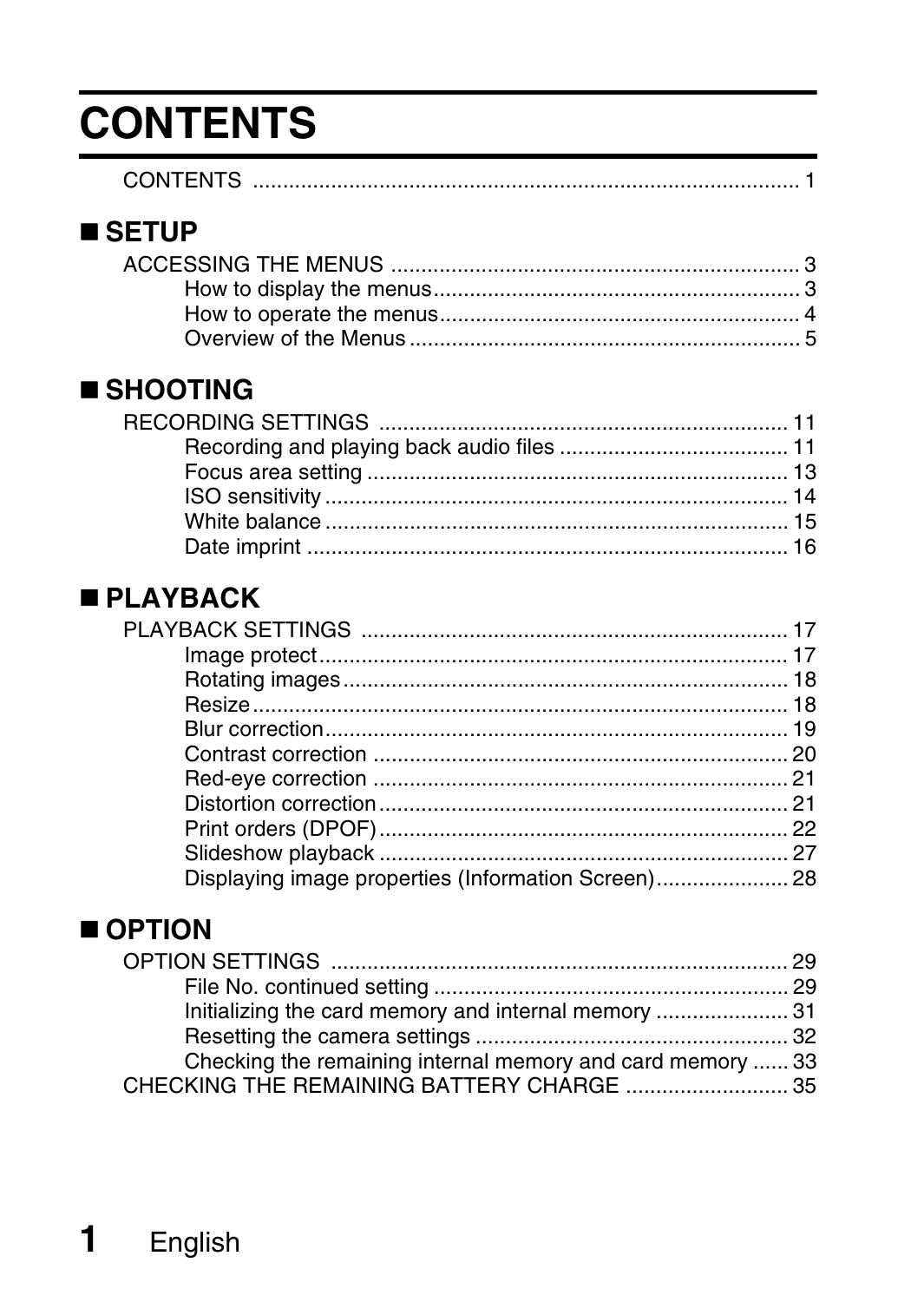# CONTENTS

CONTENTS .......................................................................................... 1

## ■ SETUP

ACCESSING THE MENUS ................................................................... 3
- How to display the menus............................................................ 3
- How to operate the menus........................................................... 4
- Overview of the Menus ................................................................ 5

## ■ SHOOTING

RECORDING SETTINGS ................................................................... 11
- Recording and playing back audio files ..................................... 11
- Focus area setting ..................................................................... 13
- ISO sensitivity ............................................................................ 14
- White balance ............................................................................ 15
- Date imprint ............................................................................... 16

## ■ PLAYBACK

PLAYBACK SETTINGS ...................................................................... 17
- Image protect.............................................................................. 17
- Rotating images.......................................................................... 18
- Resize......................................................................................... 18
- Blur correction............................................................................ 19
- Contrast correction .................................................................... 20
- Red-eye correction .................................................................... 21
- Distortion correction................................................................... 21
- Print orders (DPOF).................................................................... 22
- Slideshow playback ................................................................... 27
- Displaying image properties (Information Screen)...................... 28

## ■ OPTION

OPTION SETTINGS ........................................................................... 29
- File No. continued setting .......................................................... 29
- Initializing the card memory and internal memory ...................... 31
- Resetting the camera settings ................................................... 32
- Checking the remaining internal memory and card memory ...... 33

CHECKING THE REMAINING BATTERY CHARGE ........................... 35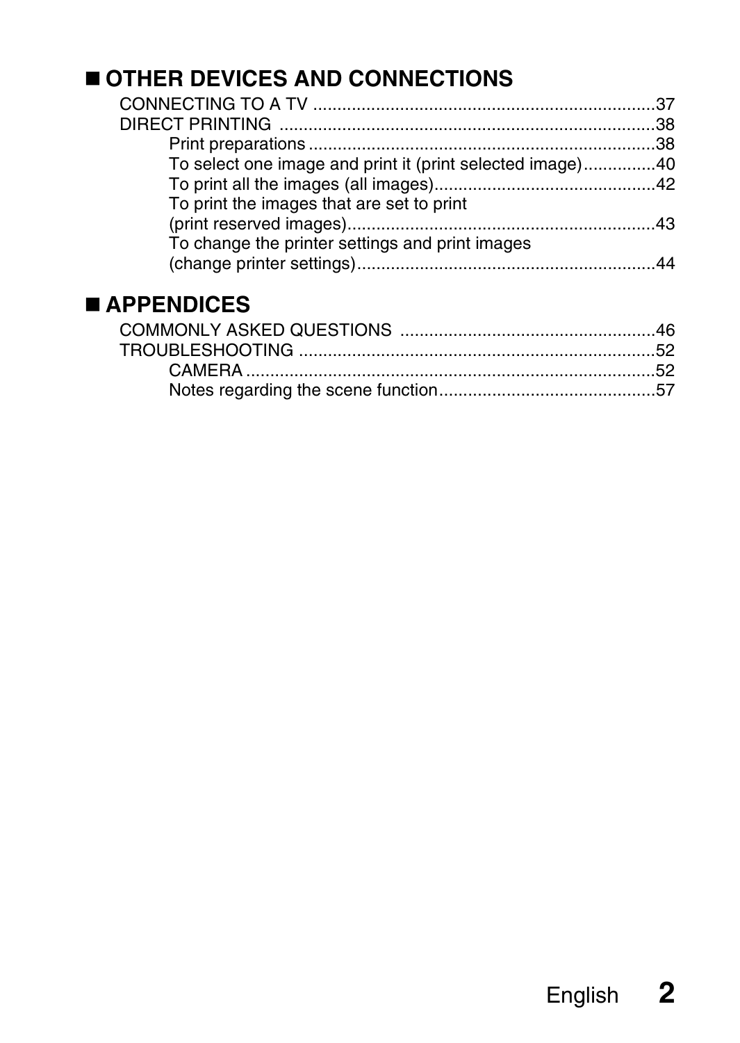## ■ OTHER DEVICES AND CONNECTIONS

CONNECTING TO A TV ..................................................................... 37
DIRECT PRINTING ........................................................................... 38
- Print preparations ........................................................................ 38
- To select one image and print it (print selected image) ............... 40
- To print all the images (all images) .............................................. 42
- To print the images that are set to print (print reserved images) ............................................................... 43
- To change the printer settings and print images (change printer settings) ............................................................. 44

## ■ APPENDICES

COMMONLY ASKED QUESTIONS ................................................... 46
TROUBLESHOOTING ........................................................................ 52
- CAMERA ....................................................................................... 52
- Notes regarding the scene function ............................................. 57

English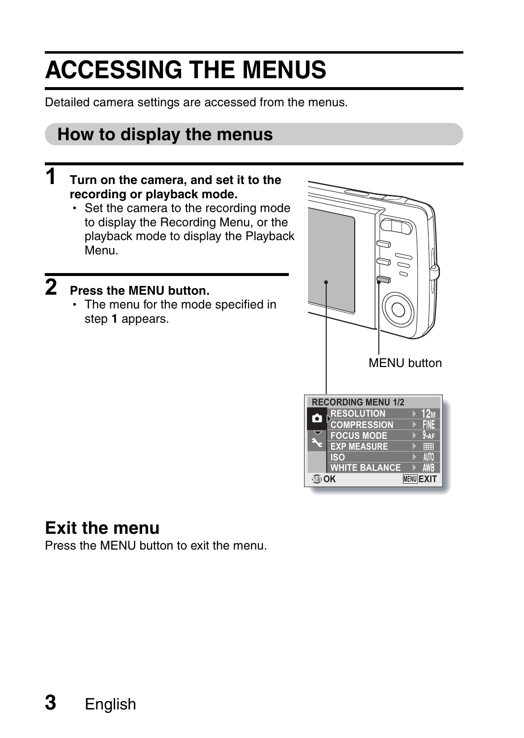# ACCESSING THE MENUS

Detailed camera settings are accessed from the menus.

## How to display the menus

**1 Turn on the camera, and set it to the recording or playback mode.**

- Set the camera to the recording mode to display the Recording Menu, or the playback mode to display the Playback Menu.

**2 Press the MENU button.**

- The menu for the mode specified in step **1** appears.

MENU button

RECORDING MENU 1/2
RESOLUTION 12M
COMPRESSION FINE
FOCUS MODE 9-AF
EXP MEASURE
ISO AUTO
WHITE BALANCE AWB
SET OK MENU EXIT

### Exit the menu

Press the MENU button to exit the menu.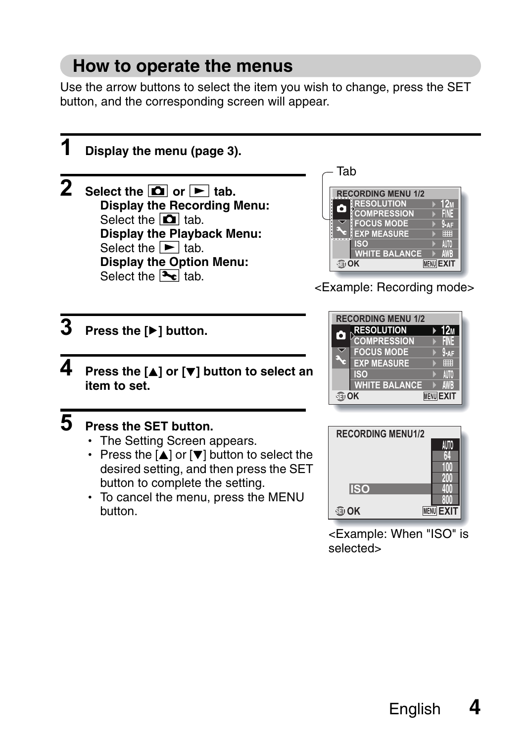## How to operate the menus

Use the arrow buttons to select the item you wish to change, press the SET button, and the corresponding screen will appear.

**1 Display the menu (page 3).**

**2 Select the [camera] or [▶] tab.**

**Display the Recording Menu:**
Select the [camera] tab.

**Display the Playback Menu:**
Select the [▶] tab.

**Display the Option Menu:**
Select the [wrench] tab.

<Example: Recording mode>

**3 Press the [▶] button.**

**4 Press the [▲] or [▼] button to select an item to set.**

**5 Press the SET button.**

- The Setting Screen appears.
- Press the [▲] or [▼] button to select the desired setting, and then press the SET button to complete the setting.
- To cancel the menu, press the MENU button.

<Example: When "ISO" is selected>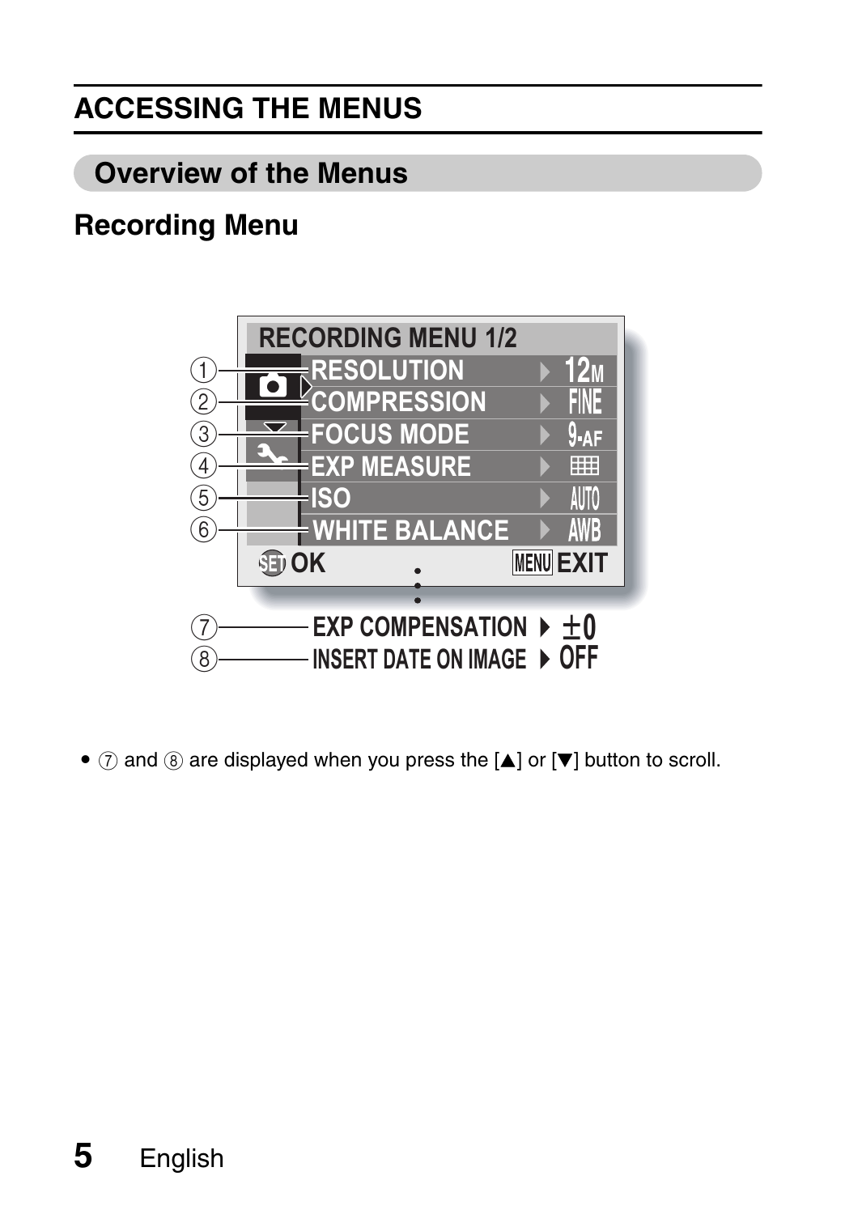# ACCESSING THE MENUS

## Overview of the Menus

### Recording Menu

RECORDING MENU 1/2

① RESOLUTION ▸ 12M
② COMPRESSION ▸ FINE
③ FOCUS MODE ▸ 9-AF
④ EXP MEASURE ▸
⑤ ISO ▸ AUTO
⑥ WHITE BALANCE ▸ AWB

SET OK MENU EXIT

⑦ EXP COMPENSATION ▸ ±0
⑧ INSERT DATE ON IMAGE ▸ OFF

- ⑦ and ⑧ are displayed when you press the [▲] or [▼] button to scroll.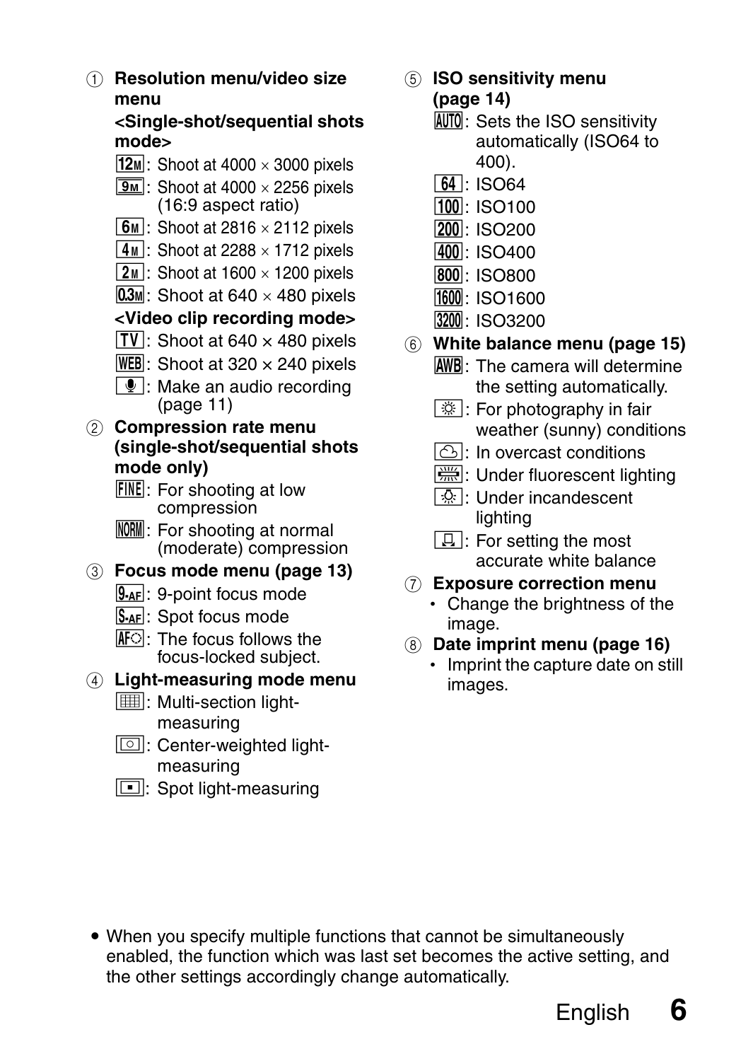① **Resolution menu/video size menu**

**<Single-shot/sequential shots mode>**

- 12M: Shoot at 4000 × 3000 pixels
- 9M: Shoot at 4000 × 2256 pixels (16:9 aspect ratio)
- 6M: Shoot at 2816 × 2112 pixels
- 4M: Shoot at 2288 × 1712 pixels
- 2M: Shoot at 1600 × 1200 pixels
- 0.3M: Shoot at 640 × 480 pixels

**<Video clip recording mode>**

- TV: Shoot at 640 × 480 pixels
- WEB: Shoot at 320 × 240 pixels
- 🎤: Make an audio recording (page 11)

② **Compression rate menu (single-shot/sequential shots mode only)**

- FINE: For shooting at low compression
- NORM: For shooting at normal (moderate) compression

③ **Focus mode menu (page 13)**

- 9-AF: 9-point focus mode
- S-AF: Spot focus mode
- AF: The focus follows the focus-locked subject.

④ **Light-measuring mode menu**

- Multi-section light-measuring
- Center-weighted light-measuring
- Spot light-measuring

⑤ **ISO sensitivity menu (page 14)**

- AUTO: Sets the ISO sensitivity automatically (ISO64 to 400).
- 64: ISO64
- 100: ISO100
- 200: ISO200
- 400: ISO400
- 800: ISO800
- 1600: ISO1600
- 3200: ISO3200

⑥ **White balance menu (page 15)**

- AWB: The camera will determine the setting automatically.
- For photography in fair weather (sunny) conditions
- In overcast conditions
- Under fluorescent lighting
- Under incandescent lighting
- For setting the most accurate white balance

⑦ **Exposure correction menu**

- Change the brightness of the image.

⑧ **Date imprint menu (page 16)**

- Imprint the capture date on still images.

- When you specify multiple functions that cannot be simultaneously enabled, the function which was last set becomes the active setting, and the other settings accordingly change automatically.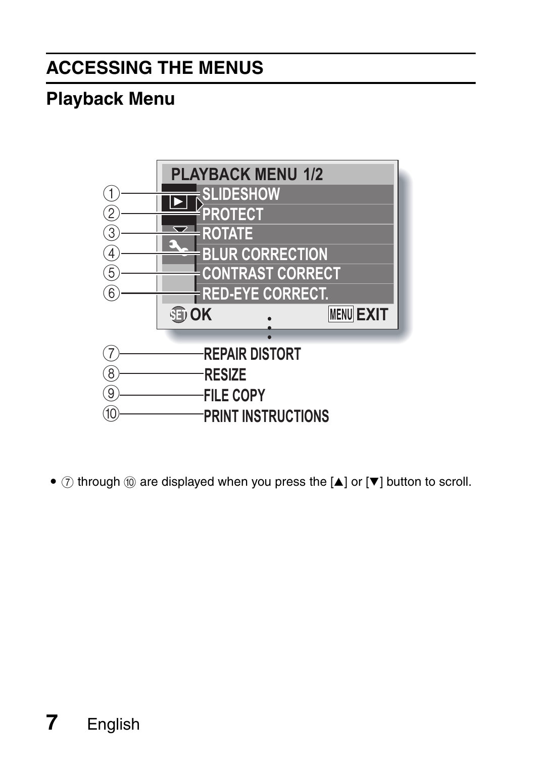# ACCESSING THE MENUS

## Playback Menu

PLAYBACK MENU 1/2

① SLIDESHOW
② PROTECT
③ ROTATE
④ BLUR CORRECTION
⑤ CONTRAST CORRECT
⑥ RED-EYE CORRECT.

SET OK MENU EXIT

⑦ REPAIR DISTORT
⑧ RESIZE
⑨ FILE COPY
⑩ PRINT INSTRUCTIONS

- ⑦ through ⑩ are displayed when you press the [▲] or [▼] button to scroll.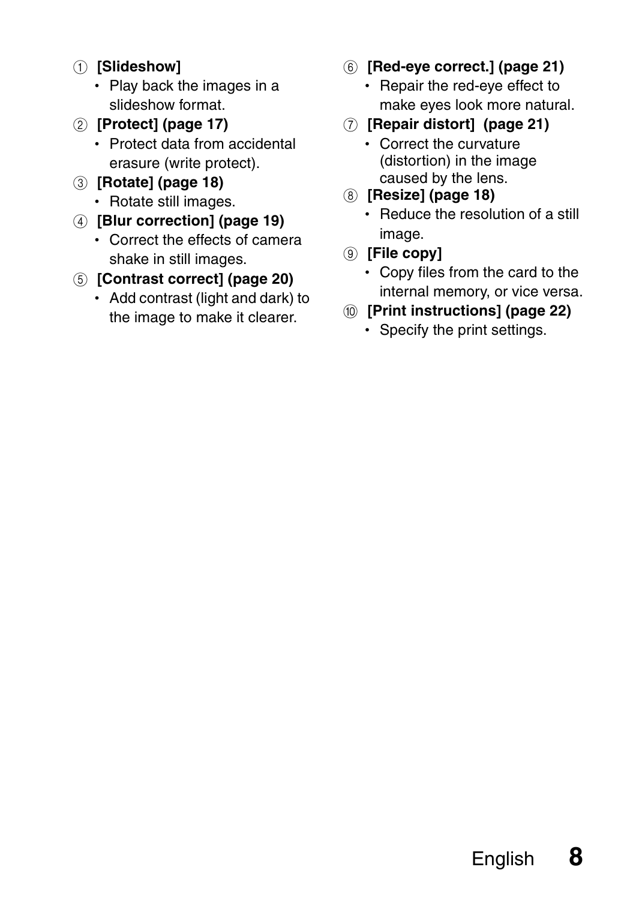① **[Slideshow]**
- Play back the images in a slideshow format.

② **[Protect] (page 17)**
- Protect data from accidental erasure (write protect).

③ **[Rotate] (page 18)**
- Rotate still images.

④ **[Blur correction] (page 19)**
- Correct the effects of camera shake in still images.

⑤ **[Contrast correct] (page 20)**
- Add contrast (light and dark) to the image to make it clearer.

⑥ **[Red-eye correct.] (page 21)**
- Repair the red-eye effect to make eyes look more natural.

⑦ **[Repair distort] (page 21)**
- Correct the curvature (distortion) in the image caused by the lens.

⑧ **[Resize] (page 18)**
- Reduce the resolution of a still image.

⑨ **[File copy]**
- Copy files from the card to the internal memory, or vice versa.

⑩ **[Print instructions] (page 22)**
- Specify the print settings.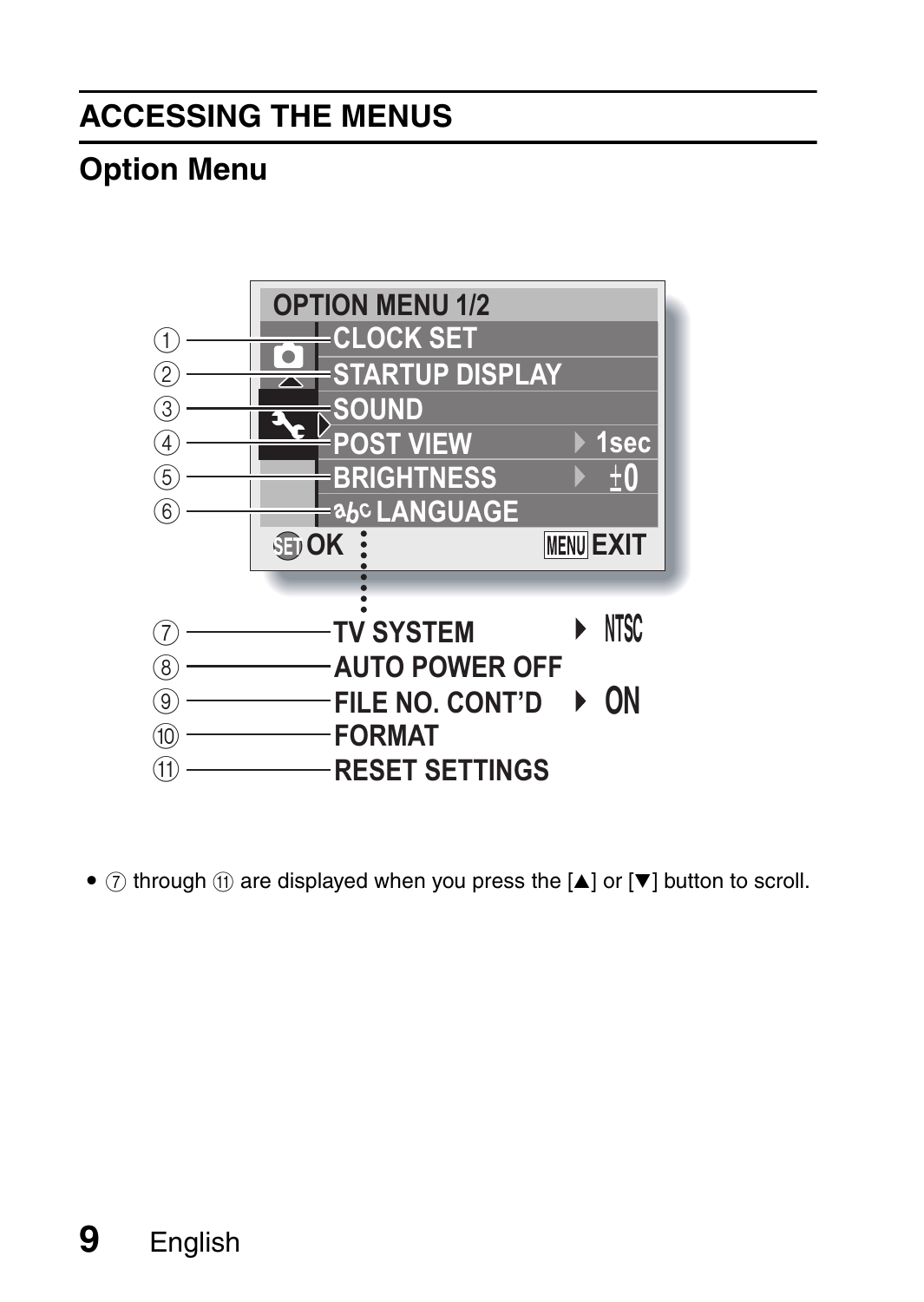## ACCESSING THE MENUS

### Option Menu

OPTION MENU 1/2

1. CLOCK SET
2. STARTUP DISPLAY
3. SOUND
4. POST VIEW ▶ 1sec
5. BRIGHTNESS ▶ ±0
6. LANGUAGE

SET OK    MENU EXIT

7. TV SYSTEM ▶ NTSC
8. AUTO POWER OFF
9. FILE NO. CONT'D ▶ ON
10. FORMAT
11. RESET SETTINGS

- ⑦ through ⑪ are displayed when you press the [▲] or [▼] button to scroll.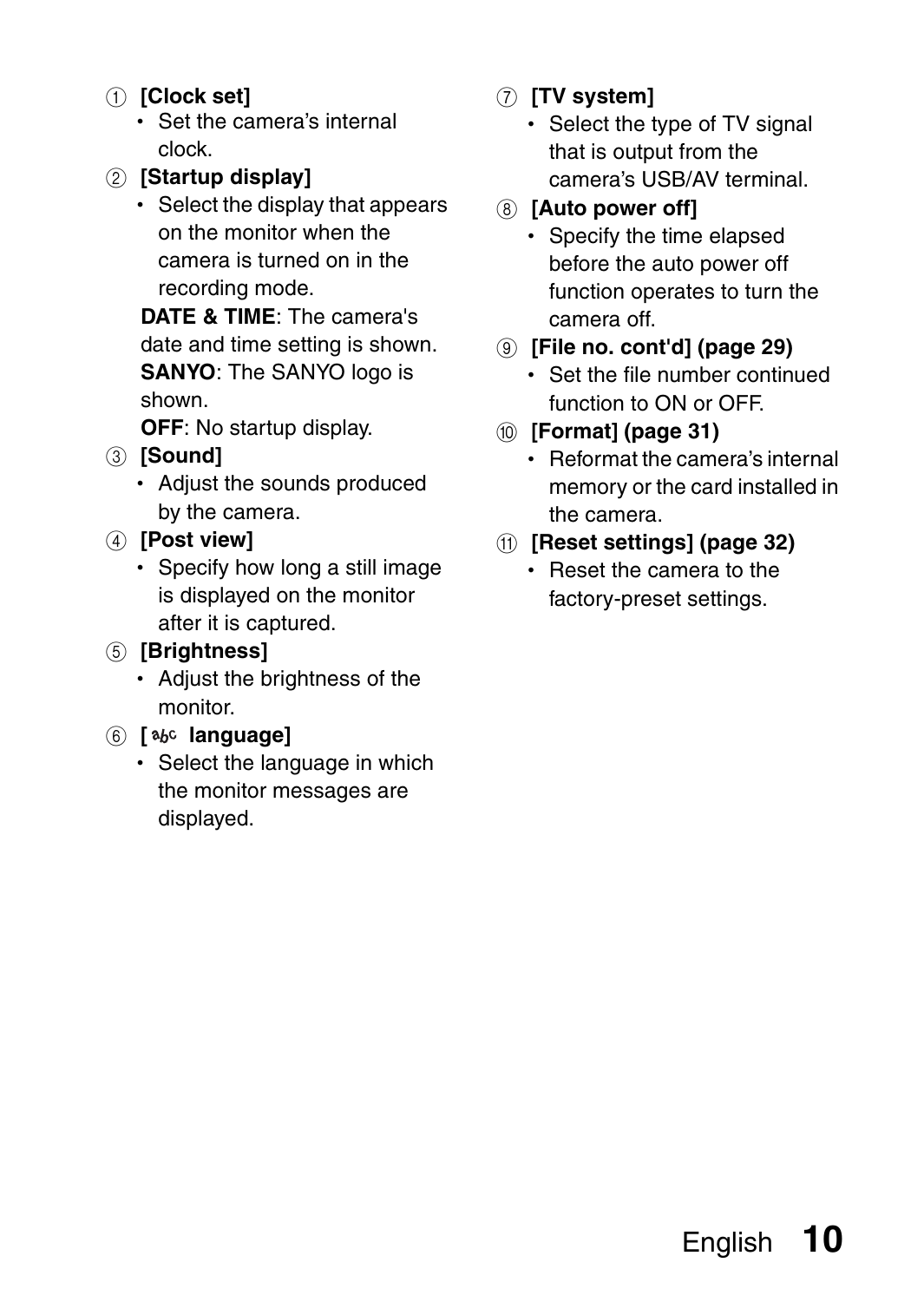1 **[Clock set]**
- Set the camera's internal clock.

2 **[Startup display]**
- Select the display that appears on the monitor when the camera is turned on in the recording mode.

**DATE & TIME**: The camera's date and time setting is shown.
**SANYO**: The SANYO logo is shown.
**OFF**: No startup display.

3 **[Sound]**
- Adjust the sounds produced by the camera.

4 **[Post view]**
- Specify how long a still image is displayed on the monitor after it is captured.

5 **[Brightness]**
- Adjust the brightness of the monitor.

6 **[abc language]**
- Select the language in which the monitor messages are displayed.

7 **[TV system]**
- Select the type of TV signal that is output from the camera's USB/AV terminal.

8 **[Auto power off]**
- Specify the time elapsed before the auto power off function operates to turn the camera off.

9 **[File no. cont'd] (page 29)**
- Set the file number continued function to ON or OFF.

10 **[Format] (page 31)**
- Reformat the camera's internal memory or the card installed in the camera.

11 **[Reset settings] (page 32)**
- Reset the camera to the factory-preset settings.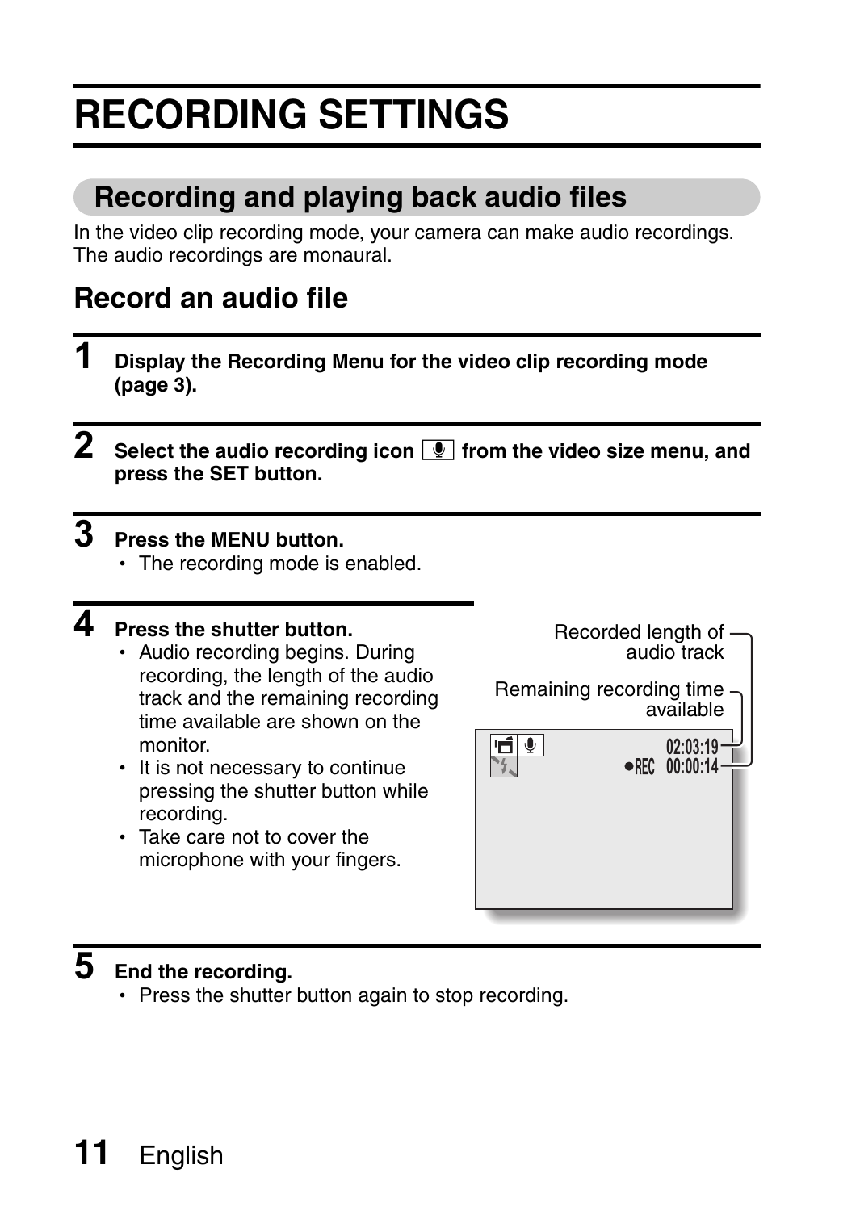# RECORDING SETTINGS

## Recording and playing back audio files

In the video clip recording mode, your camera can make audio recordings. The audio recordings are monaural.

### Record an audio file

**1 Display the Recording Menu for the video clip recording mode (page 3).**

**2 Select the audio recording icon [🎙] from the video size menu, and press the SET button.**

**3 Press the MENU button.**

- The recording mode is enabled.

**4 Press the shutter button.**

- Audio recording begins. During recording, the length of the audio track and the remaining recording time available are shown on the monitor.
- It is not necessary to continue pressing the shutter button while recording.
- Take care not to cover the microphone with your fingers.

Recorded length of audio track

Remaining recording time available

02:03:19

●REC 00:00:14

**5 End the recording.**

- Press the shutter button again to stop recording.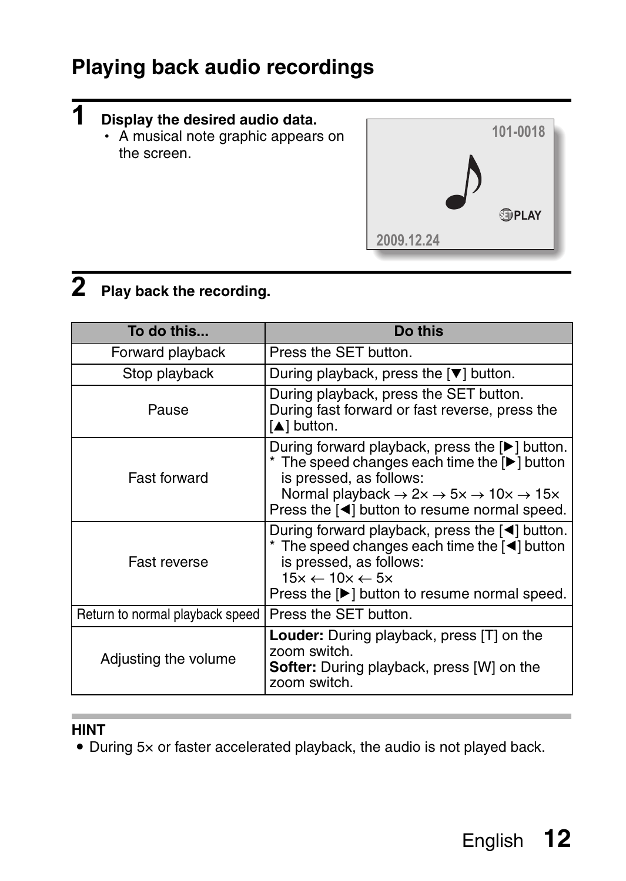## Playing back audio recordings

**1 Display the desired audio data.**

- A musical note graphic appears on the screen.

**2 Play back the recording.**

| To do this... | Do this |
| --- | --- |
| Forward playback | Press the SET button. |
| Stop playback | During playback, press the [▼] button. |
| Pause | During playback, press the SET button. During fast forward or fast reverse, press the [▲] button. |
| Fast forward | During forward playback, press the [▶] button. * The speed changes each time the [▶] button is pressed, as follows: Normal playback → 2× → 5× → 10× → 15× Press the [◀] button to resume normal speed. |
| Fast reverse | During forward playback, press the [◀] button. * The speed changes each time the [◀] button is pressed, as follows: 15× ← 10× ← 5× Press the [▶] button to resume normal speed. |
| Return to normal playback speed | Press the SET button. |
| Adjusting the volume | **Louder:** During playback, press [T] on the zoom switch. **Softer:** During playback, press [W] on the zoom switch. |

**HINT**

- During 5× or faster accelerated playback, the audio is not played back.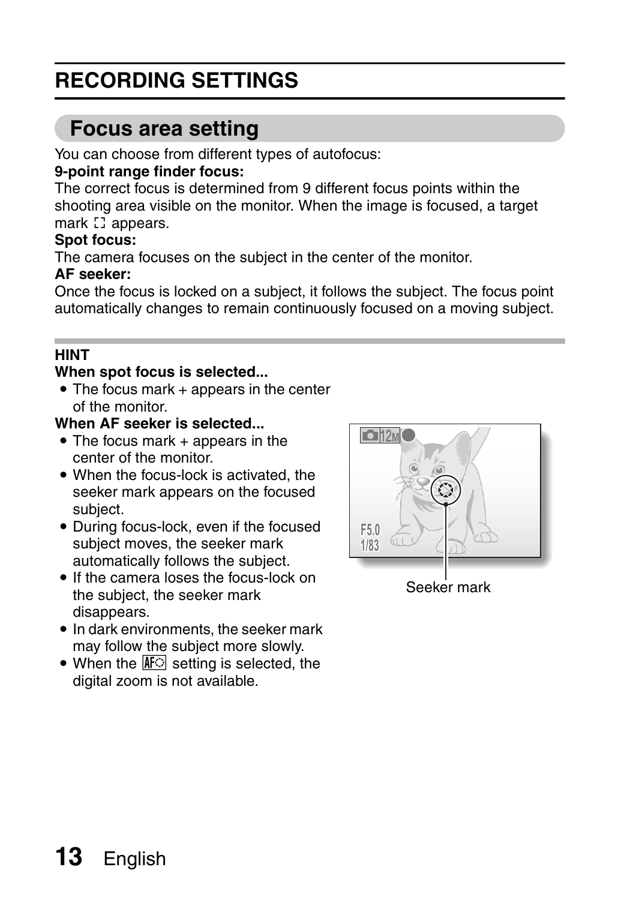# RECORDING SETTINGS

## Focus area setting

You can choose from different types of autofocus:

**9-point range finder focus:**
The correct focus is determined from 9 different focus points within the shooting area visible on the monitor. When the image is focused, a target mark [ ] appears.

**Spot focus:**
The camera focuses on the subject in the center of the monitor.

**AF seeker:**
Once the focus is locked on a subject, it follows the subject. The focus point automatically changes to remain continuously focused on a moving subject.

**HINT**

**When spot focus is selected...**

- The focus mark + appears in the center of the monitor.

**When AF seeker is selected...**

- The focus mark + appears in the center of the monitor.
- When the focus-lock is activated, the seeker mark appears on the focused subject.
- During focus-lock, even if the focused subject moves, the seeker mark automatically follows the subject.
- If the camera loses the focus-lock on the subject, the seeker mark disappears.
- In dark environments, the seeker mark may follow the subject more slowly.
- When the AF seeker setting is selected, the digital zoom is not available.

Seeker mark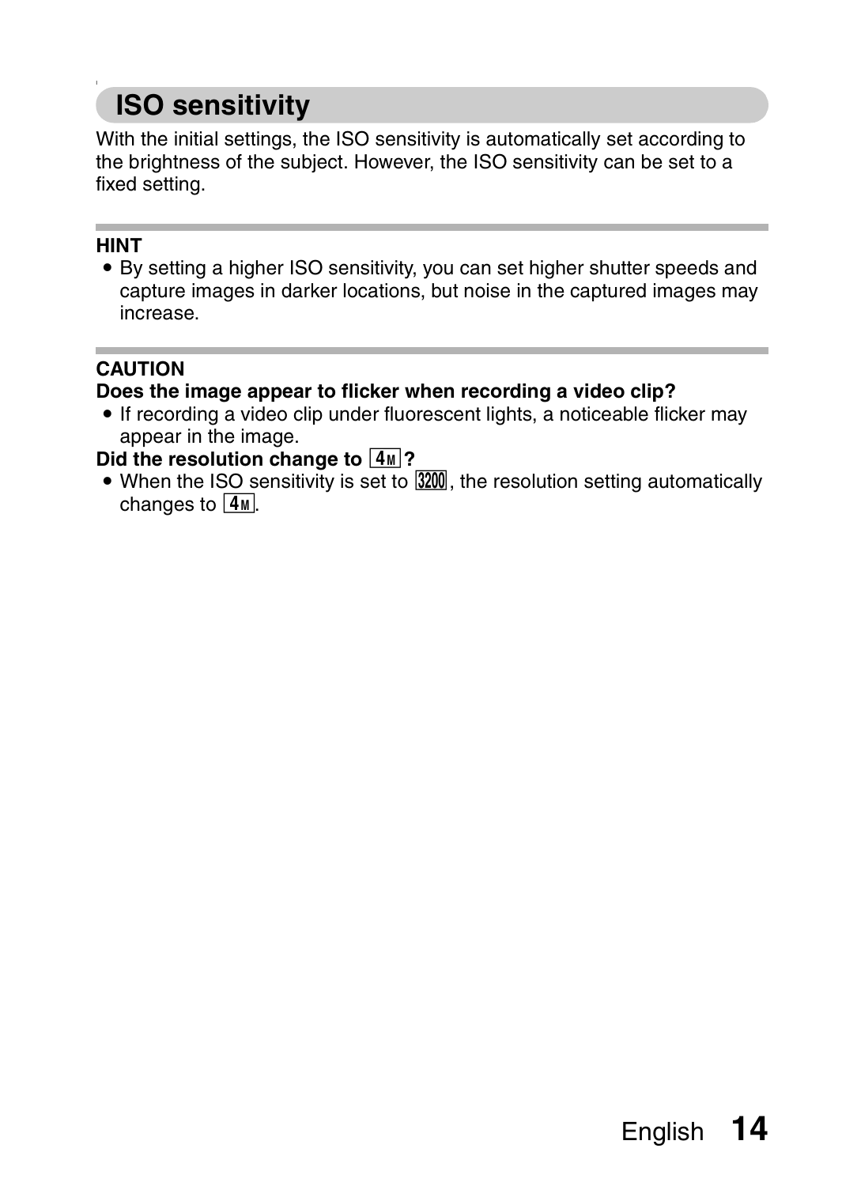# ISO sensitivity

With the initial settings, the ISO sensitivity is automatically set according to the brightness of the subject. However, the ISO sensitivity can be set to a fixed setting.

**HINT**

- By setting a higher ISO sensitivity, you can set higher shutter speeds and capture images in darker locations, but noise in the captured images may increase.

**CAUTION**

**Does the image appear to flicker when recording a video clip?**

- If recording a video clip under fluorescent lights, a noticeable flicker may appear in the image.

**Did the resolution change to 4M?**

- When the ISO sensitivity is set to 3200, the resolution setting automatically changes to 4M.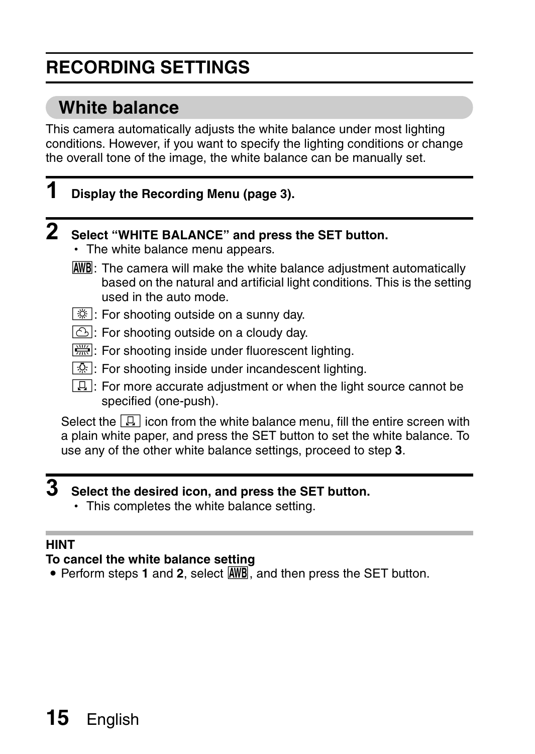# RECORDING SETTINGS

## White balance

This camera automatically adjusts the white balance under most lighting conditions. However, if you want to specify the lighting conditions or change the overall tone of the image, the white balance can be manually set.

**1 Display the Recording Menu (page 3).**

**2 Select "WHITE BALANCE" and press the SET button.**

- The white balance menu appears.

AWB: The camera will make the white balance adjustment automatically based on the natural and artificial light conditions. This is the setting used in the auto mode.

☼: For shooting outside on a sunny day.

☁: For shooting outside on a cloudy day.

(fluorescent): For shooting inside under fluorescent lighting.

(incandescent): For shooting inside under incandescent lighting.

(one-push): For more accurate adjustment or when the light source cannot be specified (one-push).

Select the (one-push) icon from the white balance menu, fill the entire screen with a plain white paper, and press the SET button to set the white balance. To use any of the other white balance settings, proceed to step **3**.

**3 Select the desired icon, and press the SET button.**

- This completes the white balance setting.

**HINT**

**To cancel the white balance setting**

- Perform steps **1** and **2**, select AWB, and then press the SET button.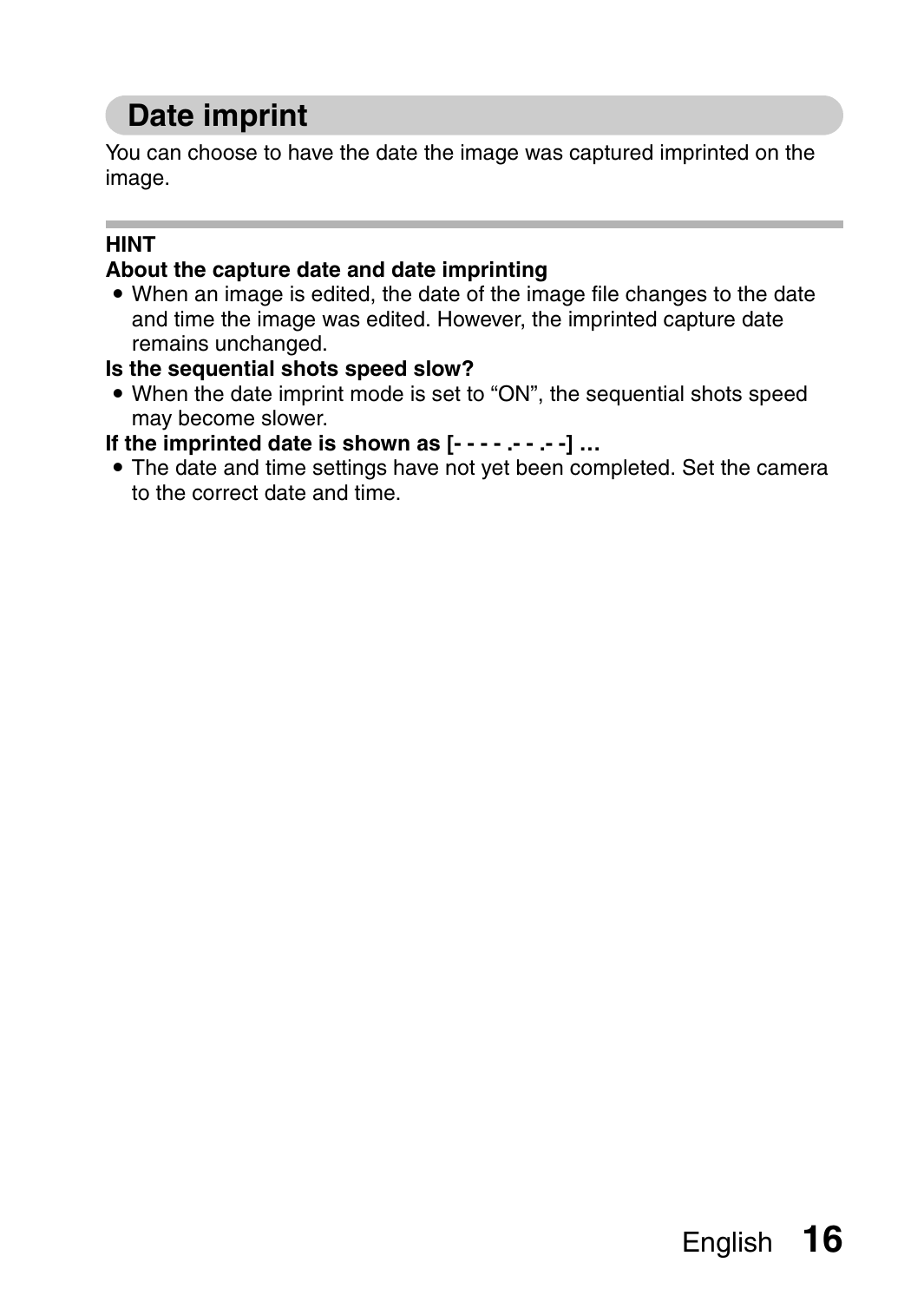## Date imprint

You can choose to have the date the image was captured imprinted on the image.

---

**HINT**

**About the capture date and date imprinting**

- When an image is edited, the date of the image file changes to the date and time the image was edited. However, the imprinted capture date remains unchanged.

**Is the sequential shots speed slow?**

- When the date imprint mode is set to “ON”, the sequential shots speed may become slower.

**If the imprinted date is shown as [- - - - .- - .- -] ...**

- The date and time settings have not yet been completed. Set the camera to the correct date and time.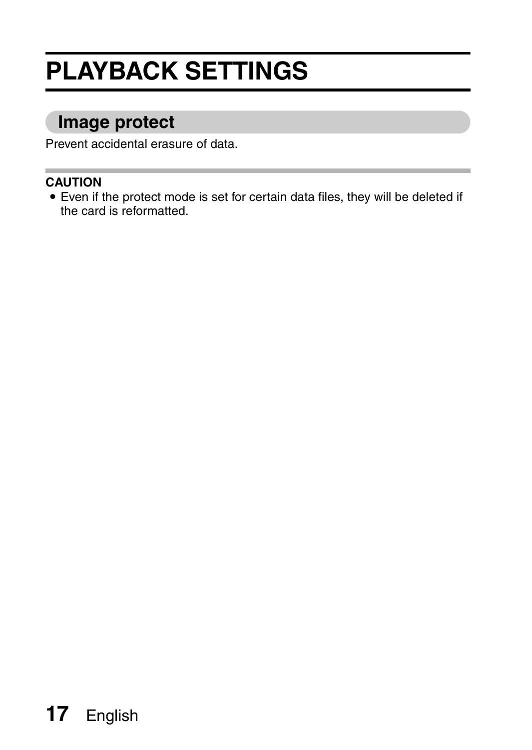# PLAYBACK SETTINGS

## Image protect

Prevent accidental erasure of data.

**CAUTION**

- Even if the protect mode is set for certain data files, they will be deleted if the card is reformatted.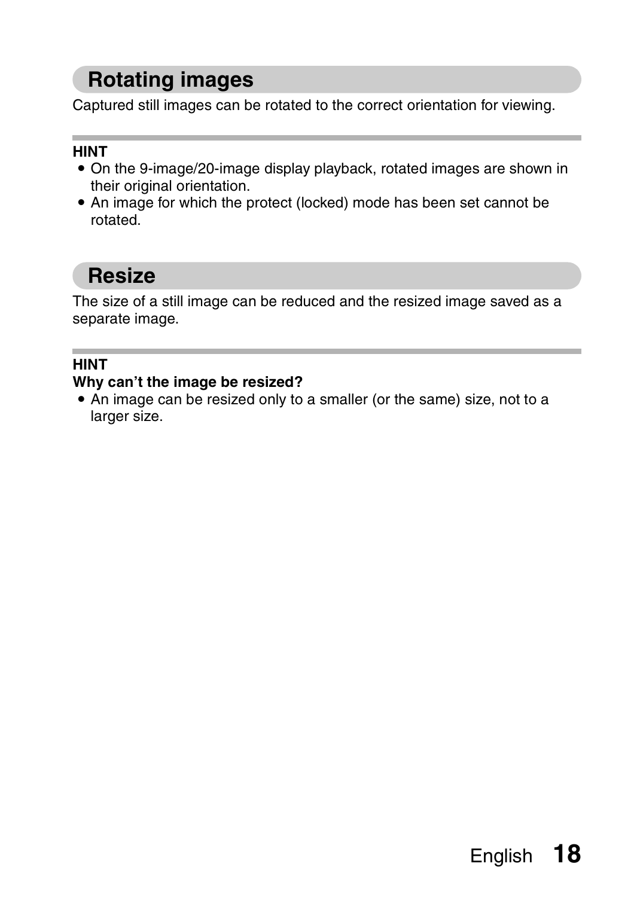## Rotating images

Captured still images can be rotated to the correct orientation for viewing.

**HINT**

- On the 9-image/20-image display playback, rotated images are shown in their original orientation.
- An image for which the protect (locked) mode has been set cannot be rotated.

## Resize

The size of a still image can be reduced and the resized image saved as a separate image.

**HINT**

**Why can't the image be resized?**

- An image can be resized only to a smaller (or the same) size, not to a larger size.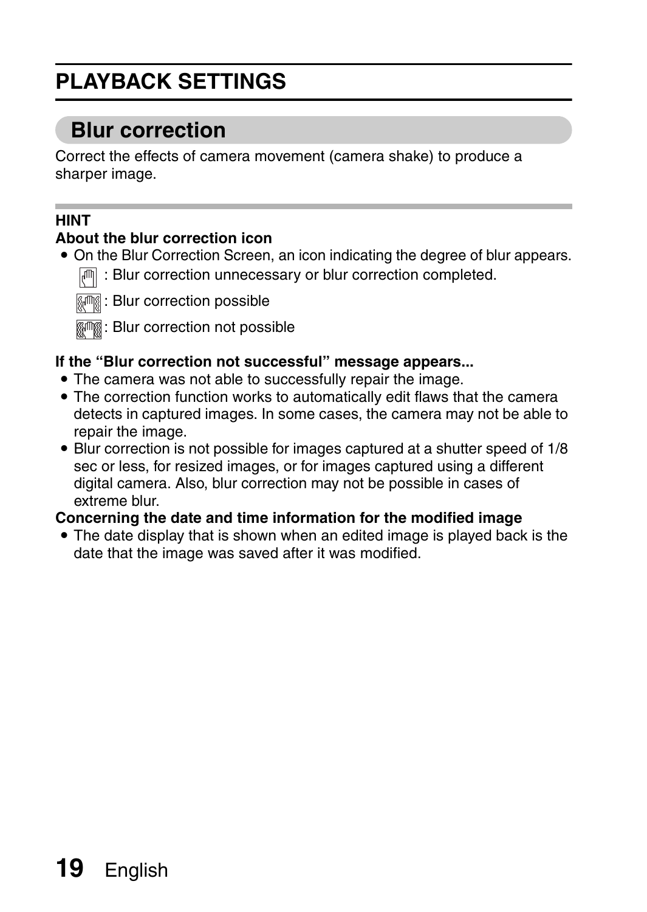# PLAYBACK SETTINGS

## Blur correction

Correct the effects of camera movement (camera shake) to produce a sharper image.

**HINT**

**About the blur correction icon**

- On the Blur Correction Screen, an icon indicating the degree of blur appears.
  - : Blur correction unnecessary or blur correction completed.
  - : Blur correction possible
  - : Blur correction not possible

**If the “Blur correction not successful” message appears...**

- The camera was not able to successfully repair the image.
- The correction function works to automatically edit flaws that the camera detects in captured images. In some cases, the camera may not be able to repair the image.
- Blur correction is not possible for images captured at a shutter speed of 1/8 sec or less, for resized images, or for images captured using a different digital camera. Also, blur correction may not be possible in cases of extreme blur.

**Concerning the date and time information for the modified image**

- The date display that is shown when an edited image is played back is the date that the image was saved after it was modified.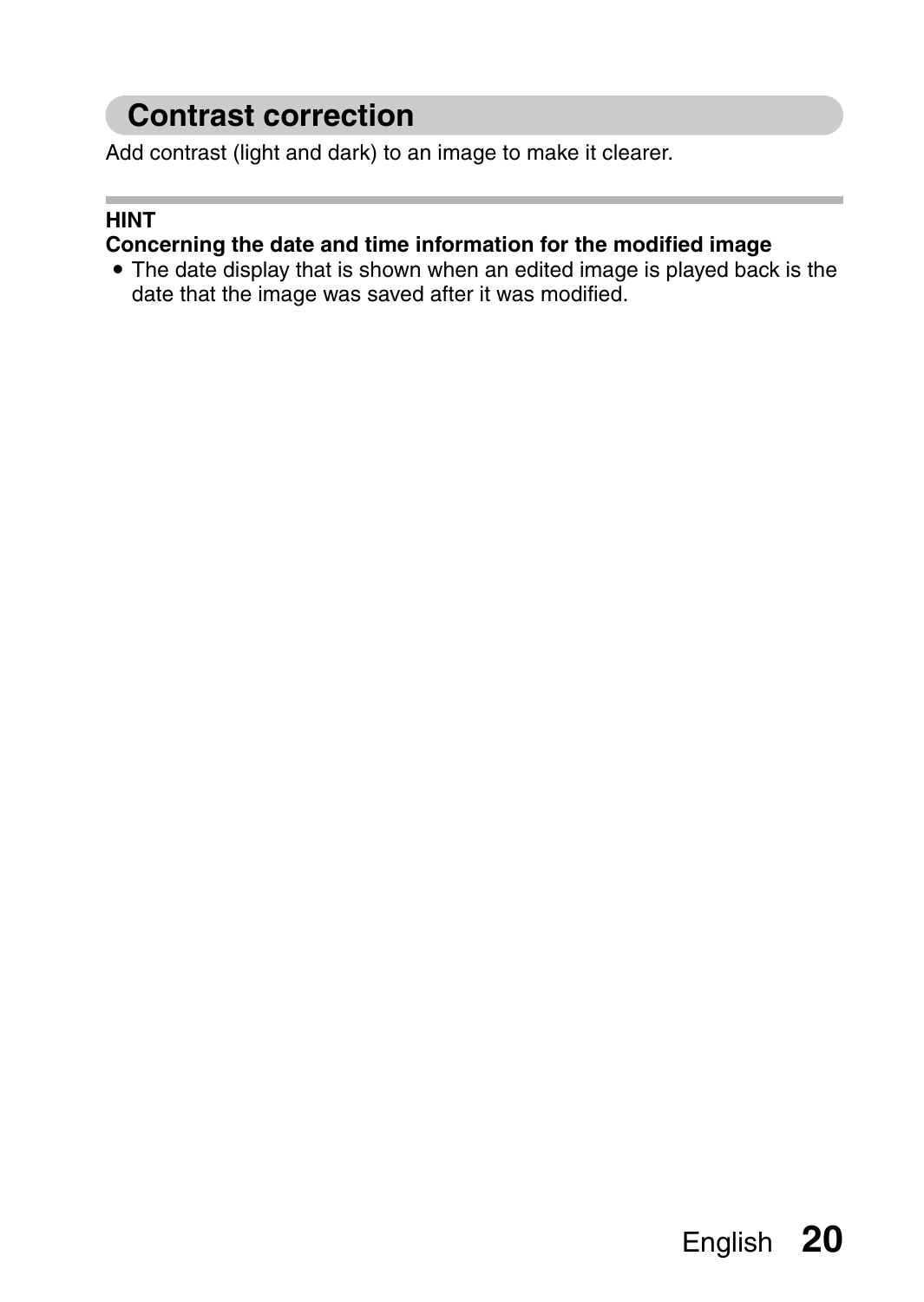## Contrast correction

Add contrast (light and dark) to an image to make it clearer.

---

**HINT**

**Concerning the date and time information for the modified image**

- The date display that is shown when an edited image is played back is the date that the image was saved after it was modified.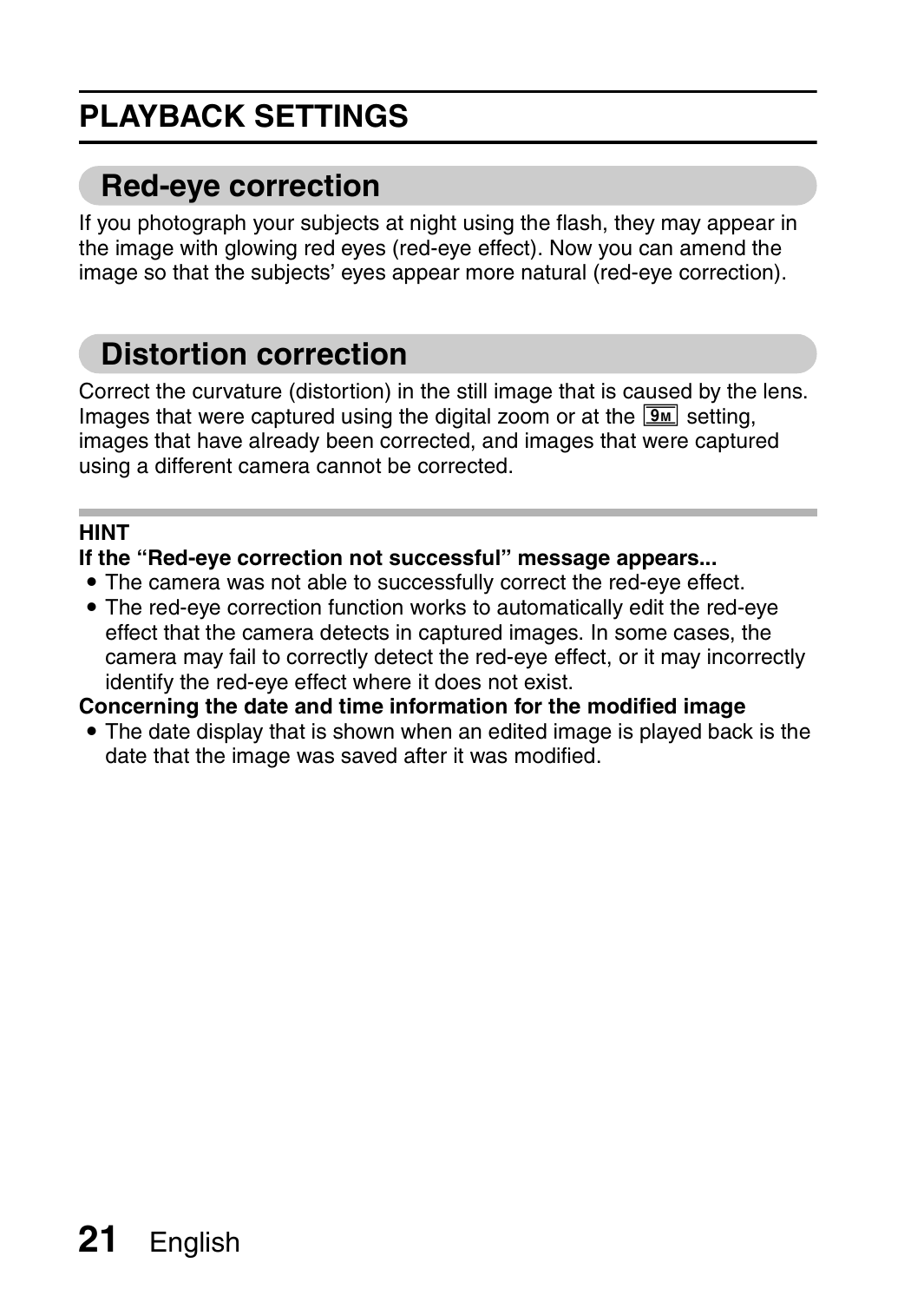# PLAYBACK SETTINGS

## Red-eye correction

If you photograph your subjects at night using the flash, they may appear in the image with glowing red eyes (red-eye effect). Now you can amend the image so that the subjects' eyes appear more natural (red-eye correction).

## Distortion correction

Correct the curvature (distortion) in the still image that is caused by the lens. Images that were captured using the digital zoom or at the 9M setting, images that have already been corrected, and images that were captured using a different camera cannot be corrected.

**HINT**

**If the "Red-eye correction not successful" message appears...**

- The camera was not able to successfully correct the red-eye effect.
- The red-eye correction function works to automatically edit the red-eye effect that the camera detects in captured images. In some cases, the camera may fail to correctly detect the red-eye effect, or it may incorrectly identify the red-eye effect where it does not exist.

**Concerning the date and time information for the modified image**

- The date display that is shown when an edited image is played back is the date that the image was saved after it was modified.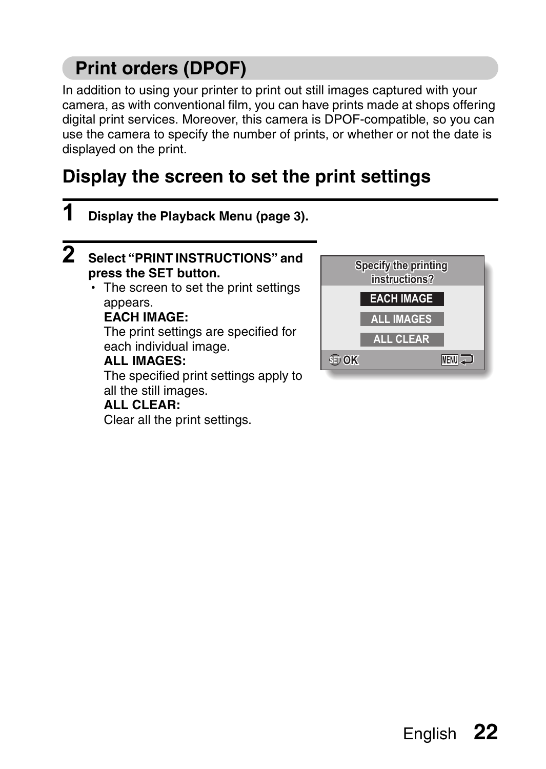## Print orders (DPOF)

In addition to using your printer to print out still images captured with your camera, as with conventional film, you can have prints made at shops offering digital print services. Moreover, this camera is DPOF-compatible, so you can use the camera to specify the number of prints, or whether or not the date is displayed on the print.

### Display the screen to set the print settings

**1 Display the Playback Menu (page 3).**

**2 Select “PRINT INSTRUCTIONS” and press the SET button.**

- The screen to set the print settings appears.

  **EACH IMAGE:**
  The print settings are specified for each individual image.

  **ALL IMAGES:**
  The specified print settings apply to all the still images.

  **ALL CLEAR:**
  Clear all the print settings.

Specify the printing instructions?

EACH IMAGE
ALL IMAGES
ALL CLEAR

SET OK MENU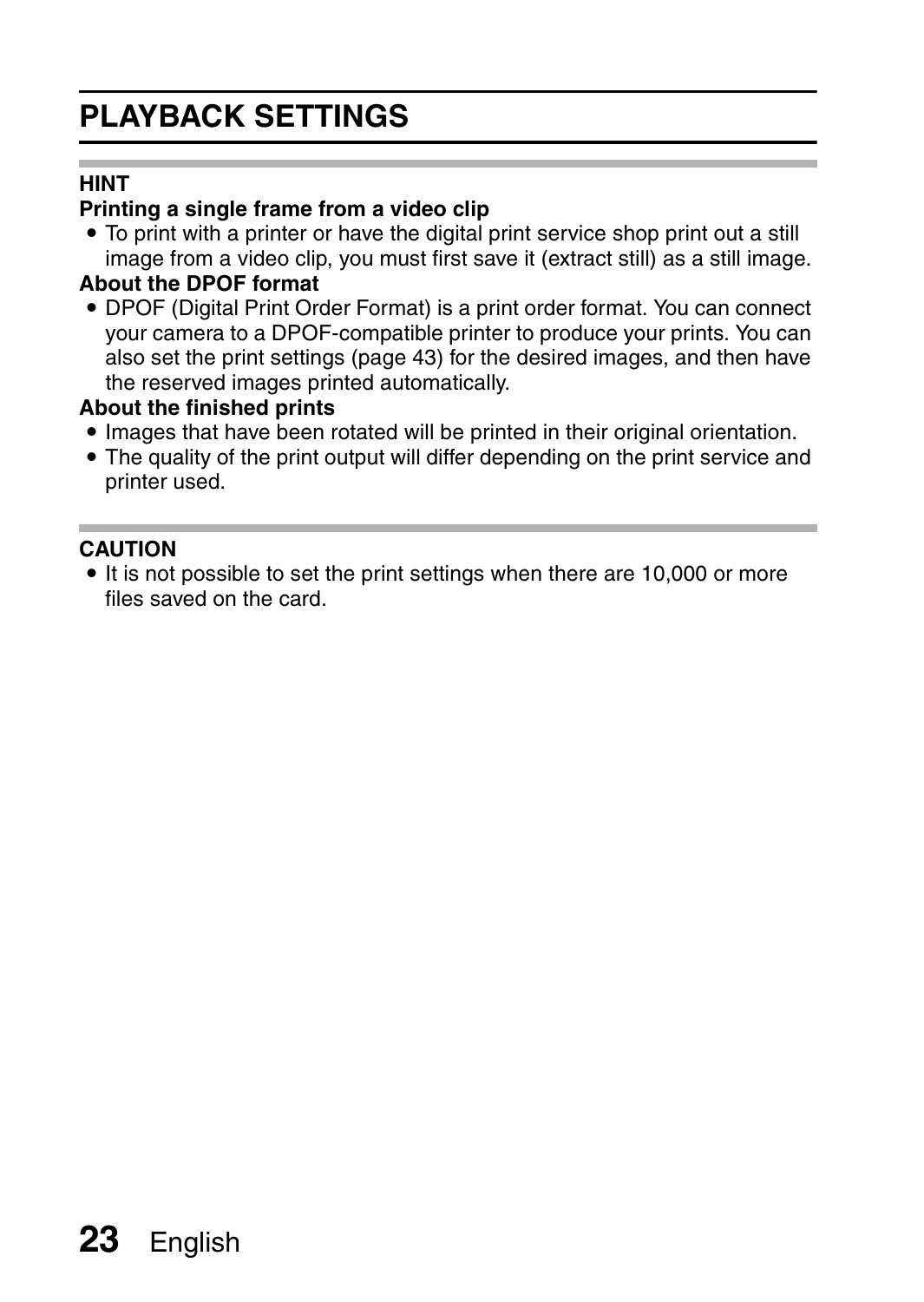# PLAYBACK SETTINGS

**HINT**

**Printing a single frame from a video clip**

- To print with a printer or have the digital print service shop print out a still image from a video clip, you must first save it (extract still) as a still image.

**About the DPOF format**

- DPOF (Digital Print Order Format) is a print order format. You can connect your camera to a DPOF-compatible printer to produce your prints. You can also set the print settings (page 43) for the desired images, and then have the reserved images printed automatically.

**About the finished prints**

- Images that have been rotated will be printed in their original orientation.
- The quality of the print output will differ depending on the print service and printer used.

**CAUTION**

- It is not possible to set the print settings when there are 10,000 or more files saved on the card.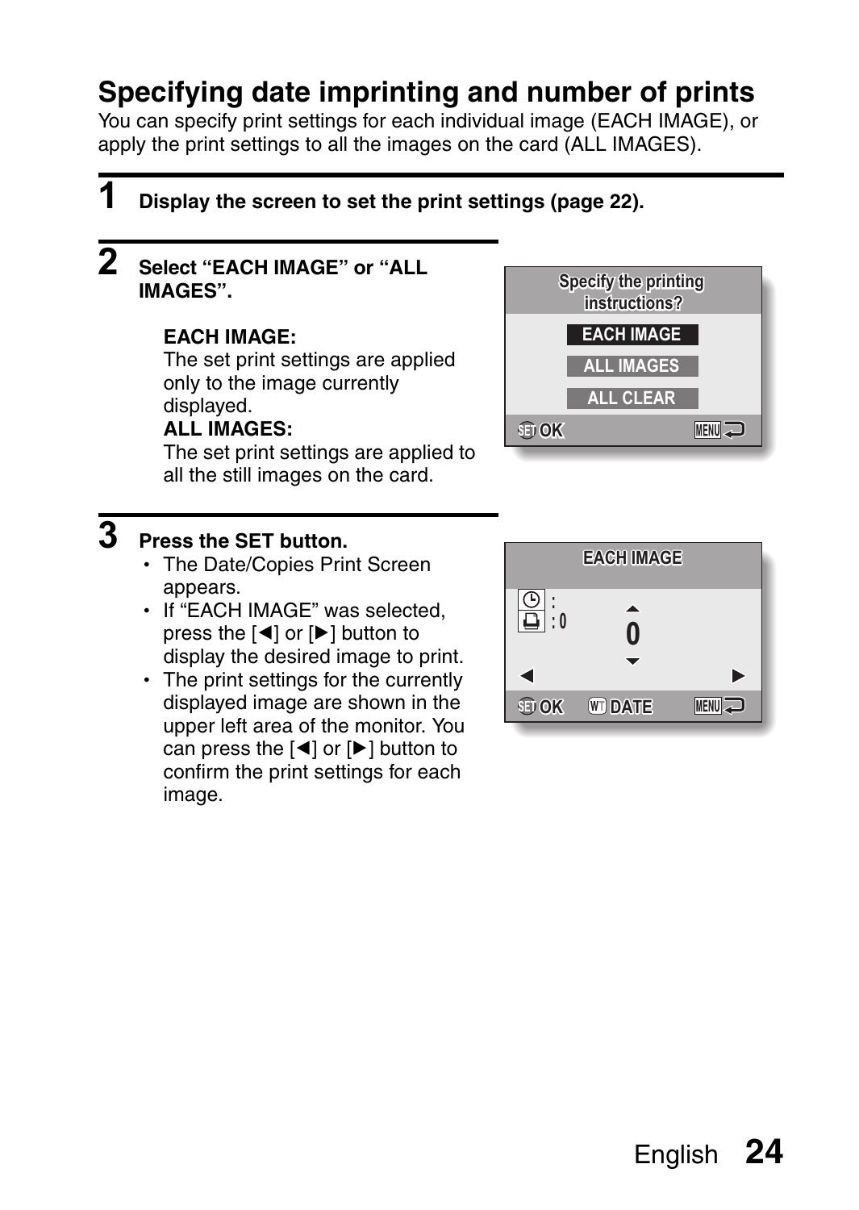## Specifying date imprinting and number of prints

You can specify print settings for each individual image (EACH IMAGE), or apply the print settings to all the images on the card (ALL IMAGES).

**1** **Display the screen to set the print settings (page 22).**

**2** **Select "EACH IMAGE" or "ALL IMAGES".**

**EACH IMAGE:**
The set print settings are applied only to the image currently displayed.

**ALL IMAGES:**
The set print settings are applied to all the still images on the card.

Specify the printing instructions?
EACH IMAGE
ALL IMAGES
ALL CLEAR
SET OK　MENU

**3** **Press the SET button.**

- The Date/Copies Print Screen appears.
- If "EACH IMAGE" was selected, press the [◀] or [▶] button to display the desired image to print.
- The print settings for the currently displayed image are shown in the upper left area of the monitor. You can press the [◀] or [▶] button to confirm the print settings for each image.

EACH IMAGE
: 
: 0
0
SET OK　W/T DATE　MENU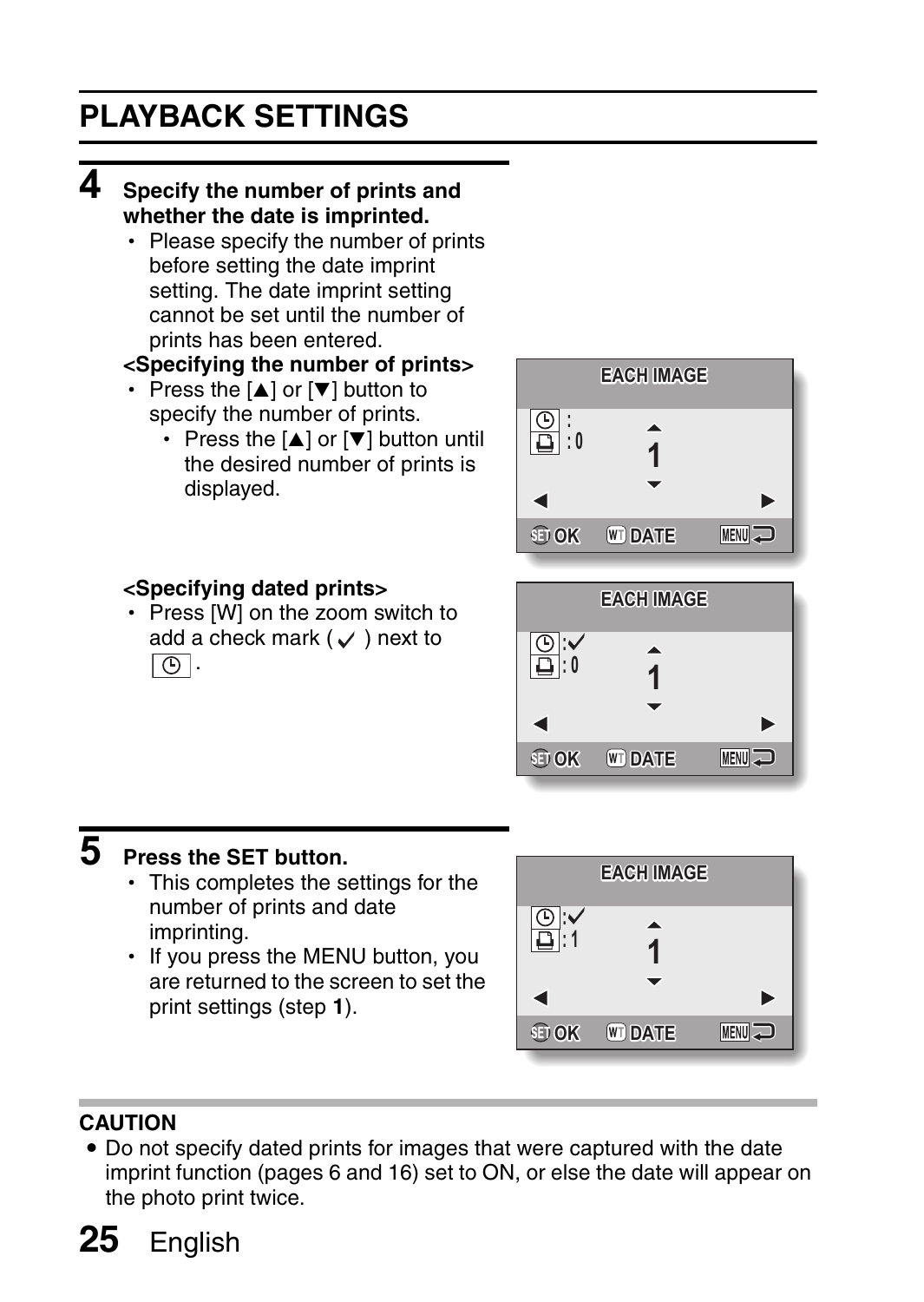## PLAYBACK SETTINGS

**4 Specify the number of prints and whether the date is imprinted.**

- Please specify the number of prints before setting the date imprint setting. The date imprint setting cannot be set until the number of prints has been entered.

**<Specifying the number of prints>**

- Press the [▲] or [▼] button to specify the number of prints.
  - Press the [▲] or [▼] button until the desired number of prints is displayed.

**<Specifying dated prints>**

- Press [W] on the zoom switch to add a check mark (✓) next to [⏲].

**5 Press the SET button.**

- This completes the settings for the number of prints and date imprinting.
- If you press the MENU button, you are returned to the screen to set the print settings (step **1**).

**CAUTION**

- Do not specify dated prints for images that were captured with the date imprint function (pages 6 and 16) set to ON, or else the date will appear on the photo print twice.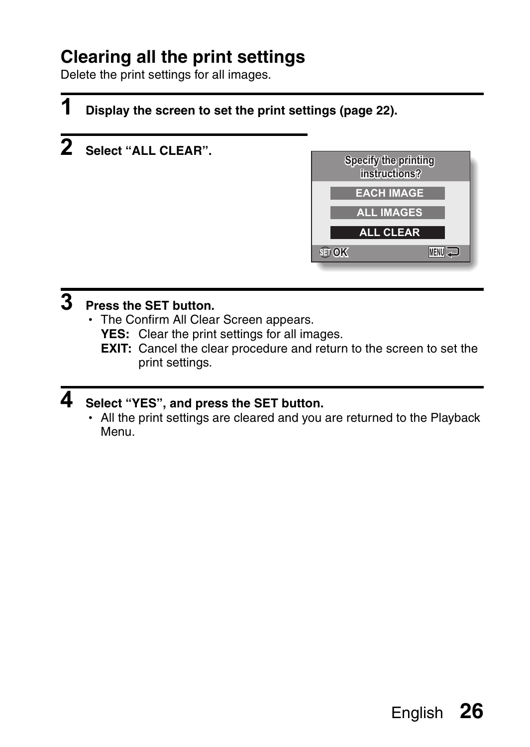## Clearing all the print settings

Delete the print settings for all images.

**1** **Display the screen to set the print settings (page 22).**

**2** **Select “ALL CLEAR”.**

Specify the printing instructions?

EACH IMAGE

ALL IMAGES

ALL CLEAR

SET OK    MENU

**3** **Press the SET button.**

- The Confirm All Clear Screen appears.
  **YES:** Clear the print settings for all images.
  **EXIT:** Cancel the clear procedure and return to the screen to set the print settings.

**4** **Select “YES”, and press the SET button.**

- All the print settings are cleared and you are returned to the Playback Menu.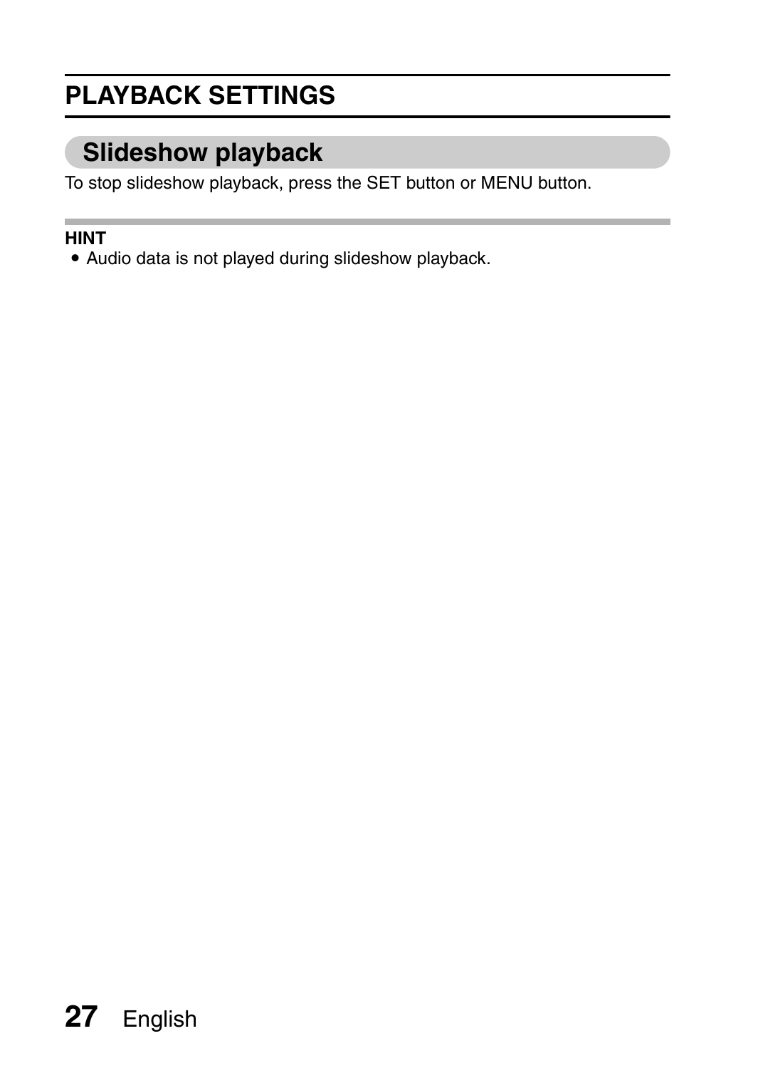# PLAYBACK SETTINGS

## Slideshow playback

To stop slideshow playback, press the SET button or MENU button.

**HINT**

- Audio data is not played during slideshow playback.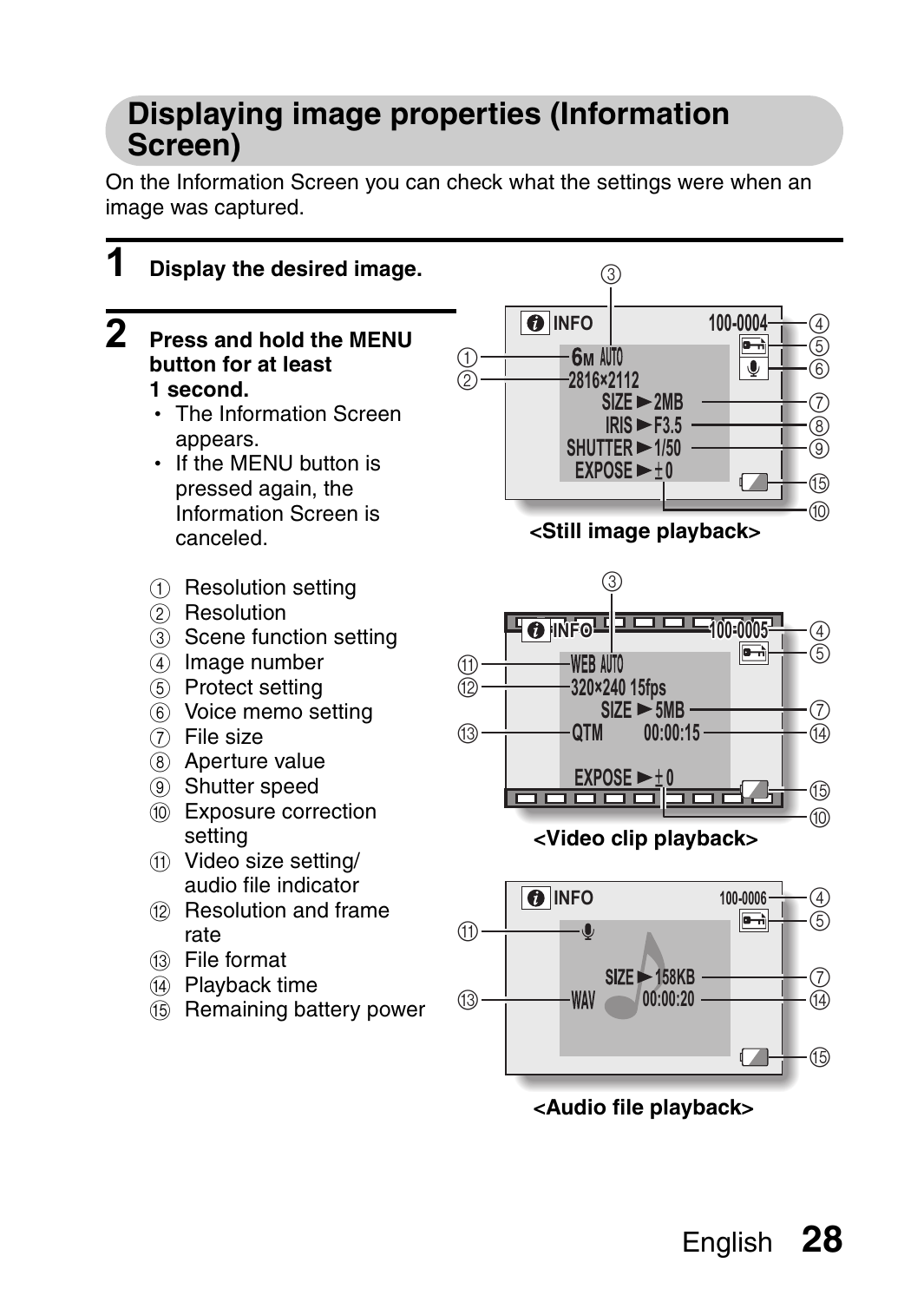# Displaying image properties (Information Screen)

On the Information Screen you can check what the settings were when an image was captured.

**1** **Display the desired image.**

**2** **Press and hold the MENU button for at least 1 second.**

- The Information Screen appears.
- If the MENU button is pressed again, the Information Screen is canceled.

① Resolution setting
② Resolution
③ Scene function setting
④ Image number
⑤ Protect setting
⑥ Voice memo setting
⑦ File size
⑧ Aperture value
⑨ Shutter speed
⑩ Exposure correction setting
⑪ Video size setting/ audio file indicator
⑫ Resolution and frame rate
⑬ File format
⑭ Playback time
⑮ Remaining battery power

INFO 100-0004
6M AUTO
2816×2112
SIZE ►2MB
IRIS ►F3.5
SHUTTER ►1/50
EXPOSE ►±0

**<Still image playback>**

INFO 100-0005
WEB AUTO
320×240 15fps
SIZE ►5MB
QTM 00:00:15
EXPOSE ►±0

**<Video clip playback>**

INFO 100-0006
SIZE ►158KB
WAV 00:00:20

**<Audio file playback>**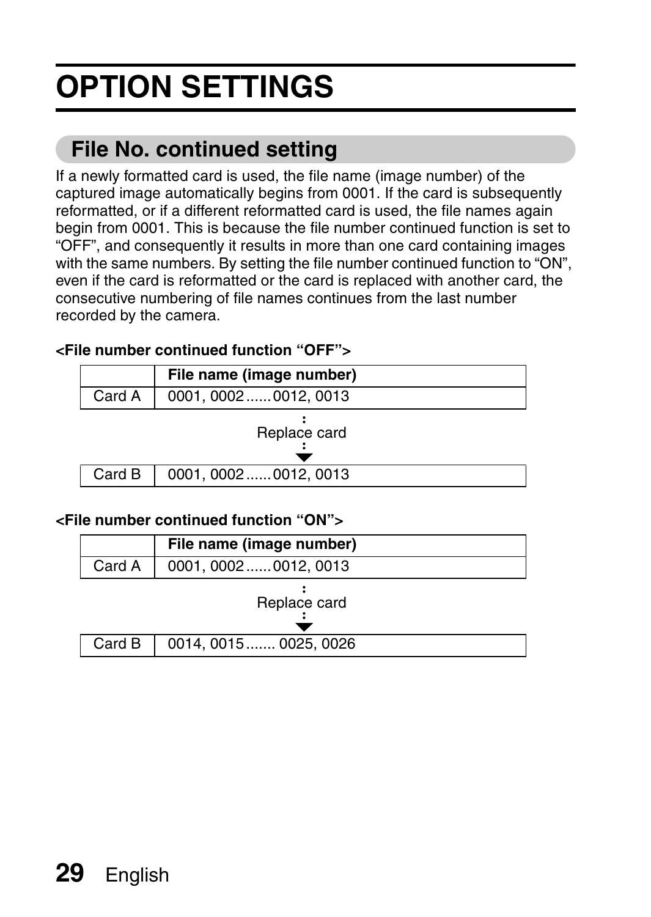# OPTION SETTINGS

## File No. continued setting

If a newly formatted card is used, the file name (image number) of the captured image automatically begins from 0001. If the card is subsequently reformatted, or if a different reformatted card is used, the file names again begin from 0001. This is because the file number continued function is set to "OFF", and consequently it results in more than one card containing images with the same numbers. By setting the file number continued function to "ON", even if the card is reformatted or the card is replaced with another card, the consecutive numbering of file names continues from the last number recorded by the camera.

**<File number continued function "OFF">**

| | File name (image number) |
|---|---|
| Card A | 0001, 0002 ...... 0012, 0013 |

Replace card

| | |
|---|---|
| Card B | 0001, 0002 ...... 0012, 0013 |

**<File number continued function "ON">**

| | File name (image number) |
|---|---|
| Card A | 0001, 0002 ...... 0012, 0013 |

Replace card

| | |
|---|---|
| Card B | 0014, 0015 ....... 0025, 0026 |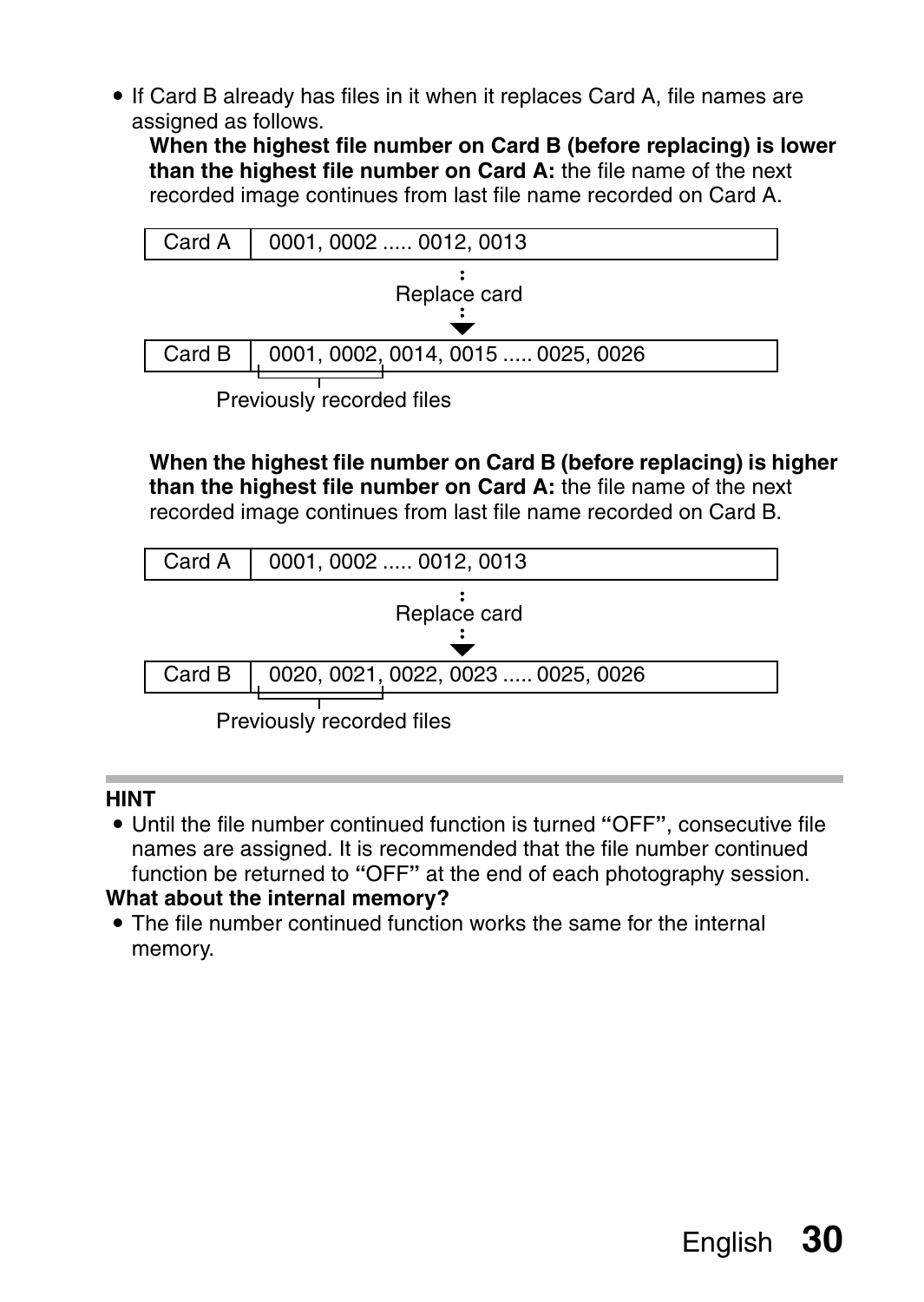- If Card B already has files in it when it replaces Card A, file names are assigned as follows.

  **When the highest file number on Card B (before replacing) is lower than the highest file number on Card A:** the file name of the next recorded image continues from last file name recorded on Card A.

| Card A | 0001, 0002 ..... 0012, 0013 |
|---|---|

Replace card

| Card B | 0001, 0002, 0014, 0015 ..... 0025, 0026 |
|---|---|

Previously recorded files

  **When the highest file number on Card B (before replacing) is higher than the highest file number on Card A:** the file name of the next recorded image continues from last file name recorded on Card B.

| Card A | 0001, 0002 ..... 0012, 0013 |
|---|---|

Replace card

| Card B | 0020, 0021, 0022, 0023 ..... 0025, 0026 |
|---|---|

Previously recorded files

**HINT**

- Until the file number continued function is turned "OFF", consecutive file names are assigned. It is recommended that the file number continued function be returned to "OFF" at the end of each photography session.

**What about the internal memory?**

- The file number continued function works the same for the internal memory.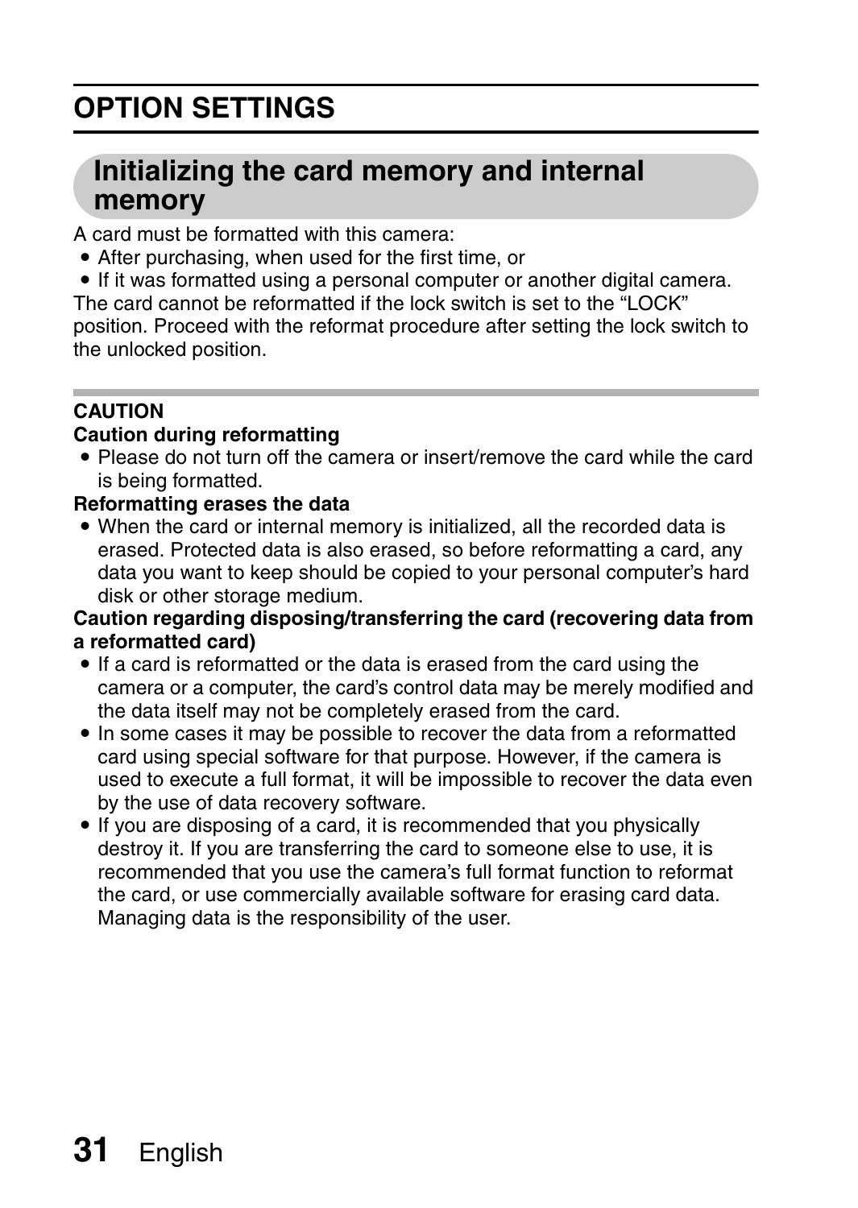# OPTION SETTINGS

## Initializing the card memory and internal memory

A card must be formatted with this camera:

- After purchasing, when used for the first time, or
- If it was formatted using a personal computer or another digital camera.

The card cannot be reformatted if the lock switch is set to the "LOCK" position. Proceed with the reformat procedure after setting the lock switch to the unlocked position.

**CAUTION**

**Caution during reformatting**

- Please do not turn off the camera or insert/remove the card while the card is being formatted.

**Reformatting erases the data**

- When the card or internal memory is initialized, all the recorded data is erased. Protected data is also erased, so before reformatting a card, any data you want to keep should be copied to your personal computer's hard disk or other storage medium.

**Caution regarding disposing/transferring the card (recovering data from a reformatted card)**

- If a card is reformatted or the data is erased from the card using the camera or a computer, the card's control data may be merely modified and the data itself may not be completely erased from the card.
- In some cases it may be possible to recover the data from a reformatted card using special software for that purpose. However, if the camera is used to execute a full format, it will be impossible to recover the data even by the use of data recovery software.
- If you are disposing of a card, it is recommended that you physically destroy it. If you are transferring the card to someone else to use, it is recommended that you use the camera's full format function to reformat the card, or use commercially available software for erasing card data. Managing data is the responsibility of the user.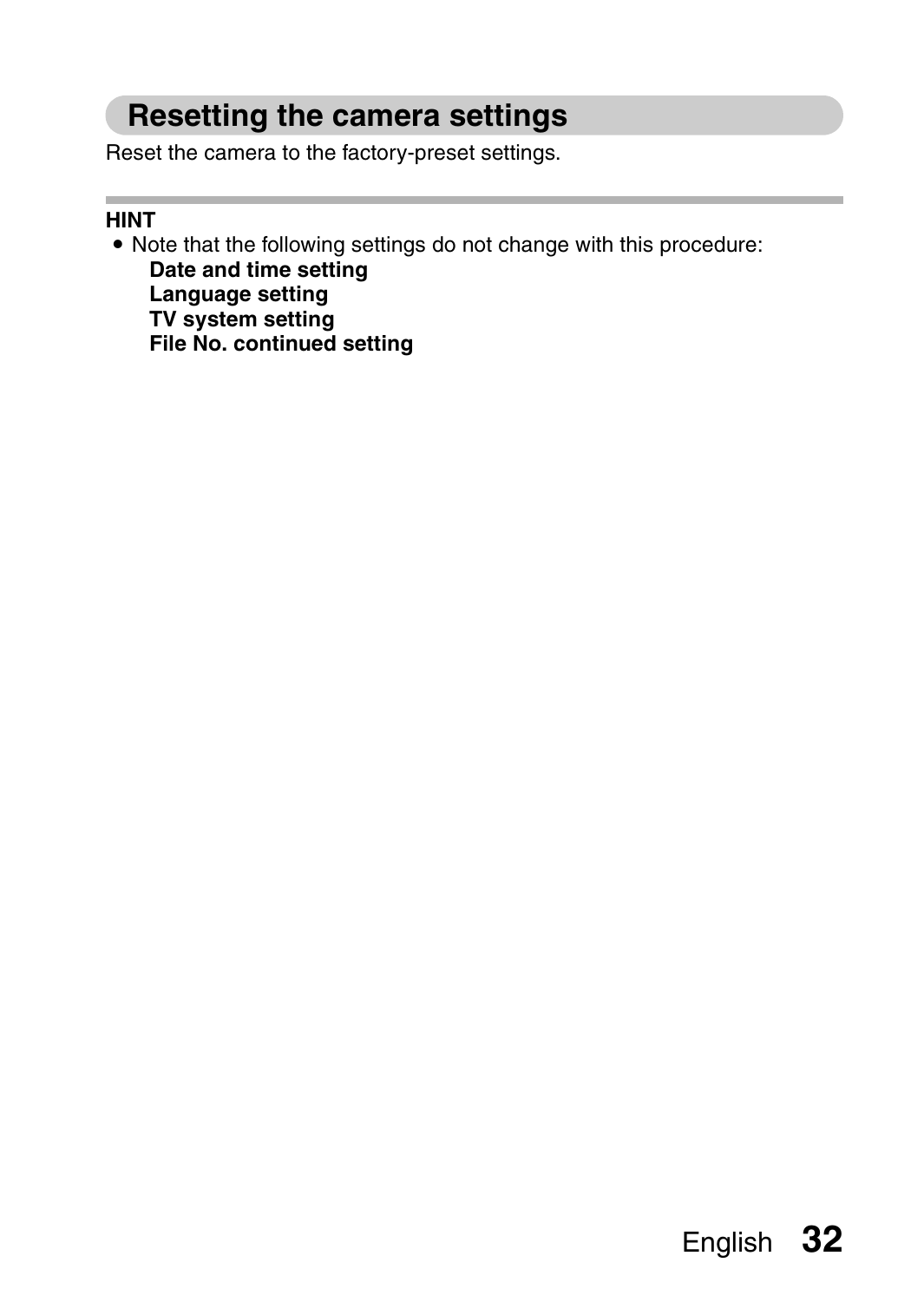## Resetting the camera settings

Reset the camera to the factory-preset settings.

**HINT**

- Note that the following settings do not change with this procedure:
  **Date and time setting**
  **Language setting**
  **TV system setting**
  **File No. continued setting**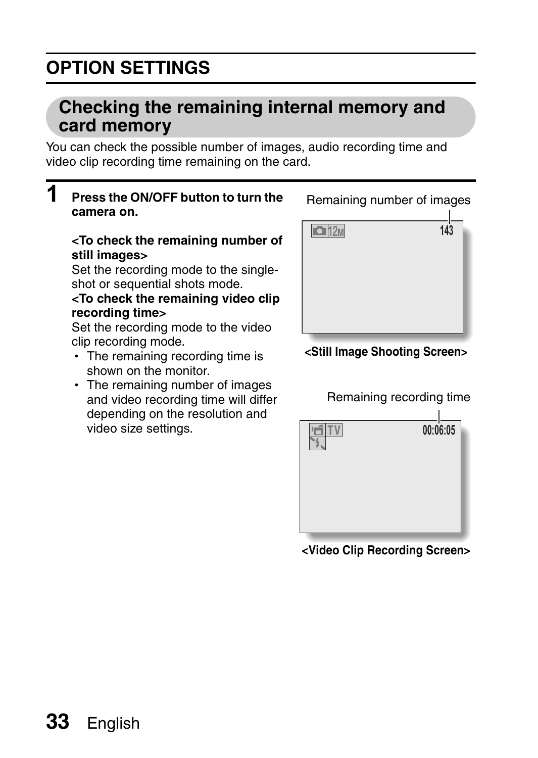# OPTION SETTINGS

## Checking the remaining internal memory and card memory

You can check the possible number of images, audio recording time and video clip recording time remaining on the card.

**1 Press the ON/OFF button to turn the camera on.**

**<To check the remaining number of still images>**
Set the recording mode to the single-shot or sequential shots mode.

**<To check the remaining video clip recording time>**
Set the recording mode to the video clip recording mode.

- The remaining recording time is shown on the monitor.
- The remaining number of images and video recording time will differ depending on the resolution and video size settings.

Remaining number of images

12M 143

**<Still Image Shooting Screen>**

Remaining recording time

TV 00:06:05

**<Video Clip Recording Screen>**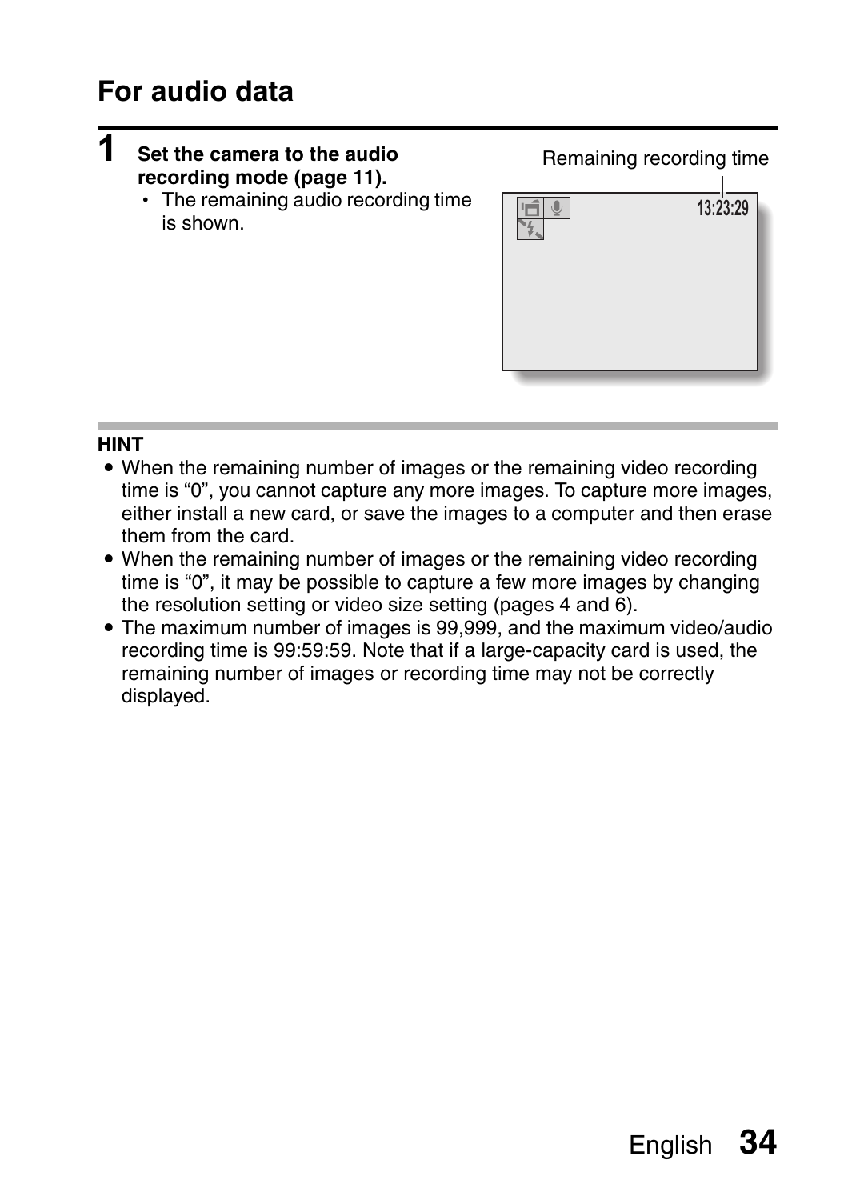## For audio data

**1 Set the camera to the audio recording mode (page 11).**

- The remaining audio recording time is shown.

Remaining recording time

13:23:29

**HINT**

- When the remaining number of images or the remaining video recording time is "0", you cannot capture any more images. To capture more images, either install a new card, or save the images to a computer and then erase them from the card.
- When the remaining number of images or the remaining video recording time is "0", it may be possible to capture a few more images by changing the resolution setting or video size setting (pages 4 and 6).
- The maximum number of images is 99,999, and the maximum video/audio recording time is 99:59:59. Note that if a large-capacity card is used, the remaining number of images or recording time may not be correctly displayed.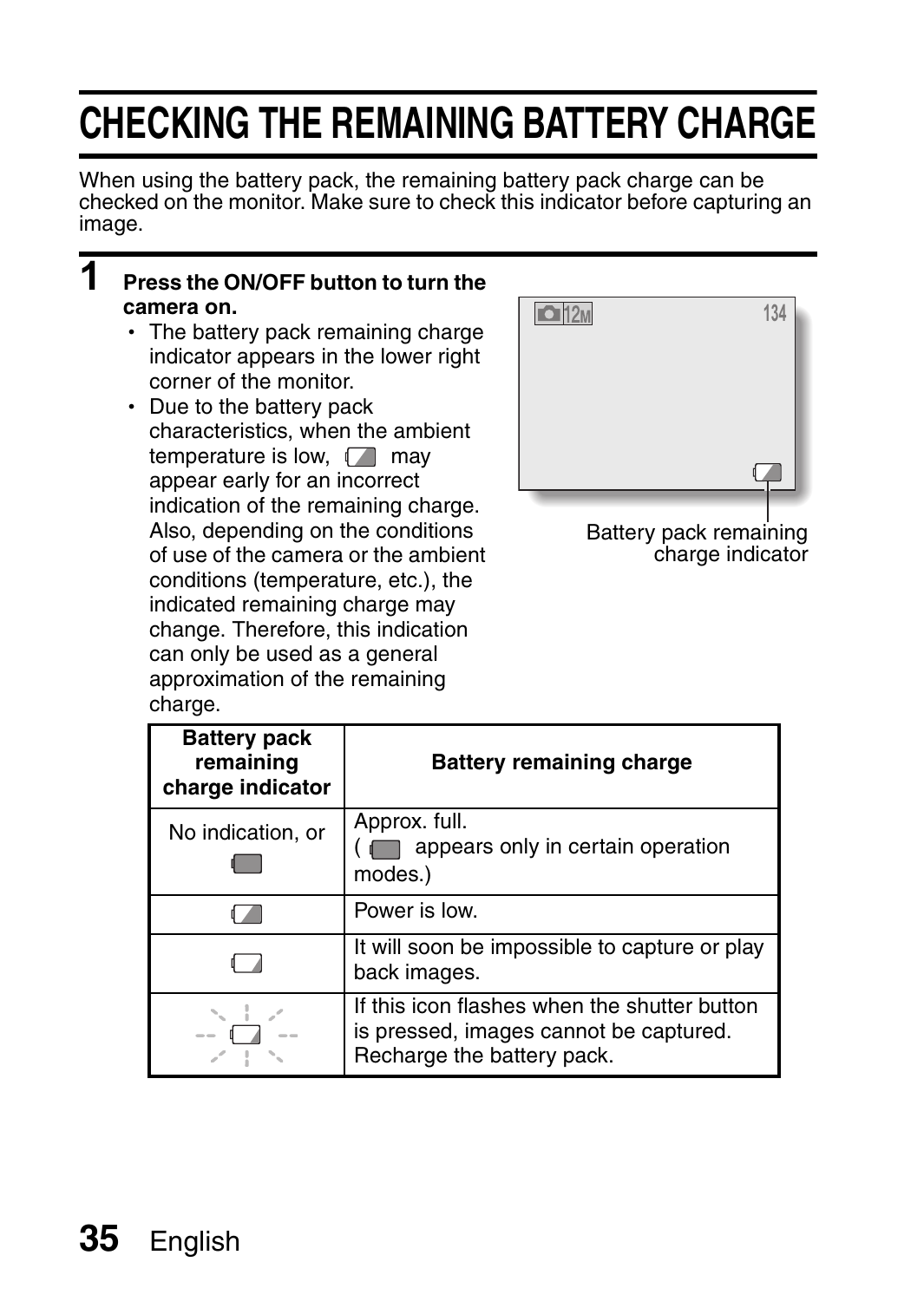# CHECKING THE REMAINING BATTERY CHARGE

When using the battery pack, the remaining battery pack charge can be checked on the monitor. Make sure to check this indicator before capturing an image.

## 1 Press the ON/OFF button to turn the camera on.

- The battery pack remaining charge indicator appears in the lower right corner of the monitor.
- Due to the battery pack characteristics, when the ambient temperature is low, [low battery icon] may appear early for an incorrect indication of the remaining charge. Also, depending on the conditions of use of the camera or the ambient conditions (temperature, etc.), the indicated remaining charge may change. Therefore, this indication can only be used as a general approximation of the remaining charge.

12M 134

Battery pack remaining charge indicator

| Battery pack remaining charge indicator | Battery remaining charge |
| --- | --- |
| No indication, or [full battery icon] | Approx. full. ([full battery icon] appears only in certain operation modes.) |
| [half battery icon] | Power is low. |
| [low battery icon] | It will soon be impossible to capture or play back images. |
| [flashing battery icon] | If this icon flashes when the shutter button is pressed, images cannot be captured. Recharge the battery pack. |

English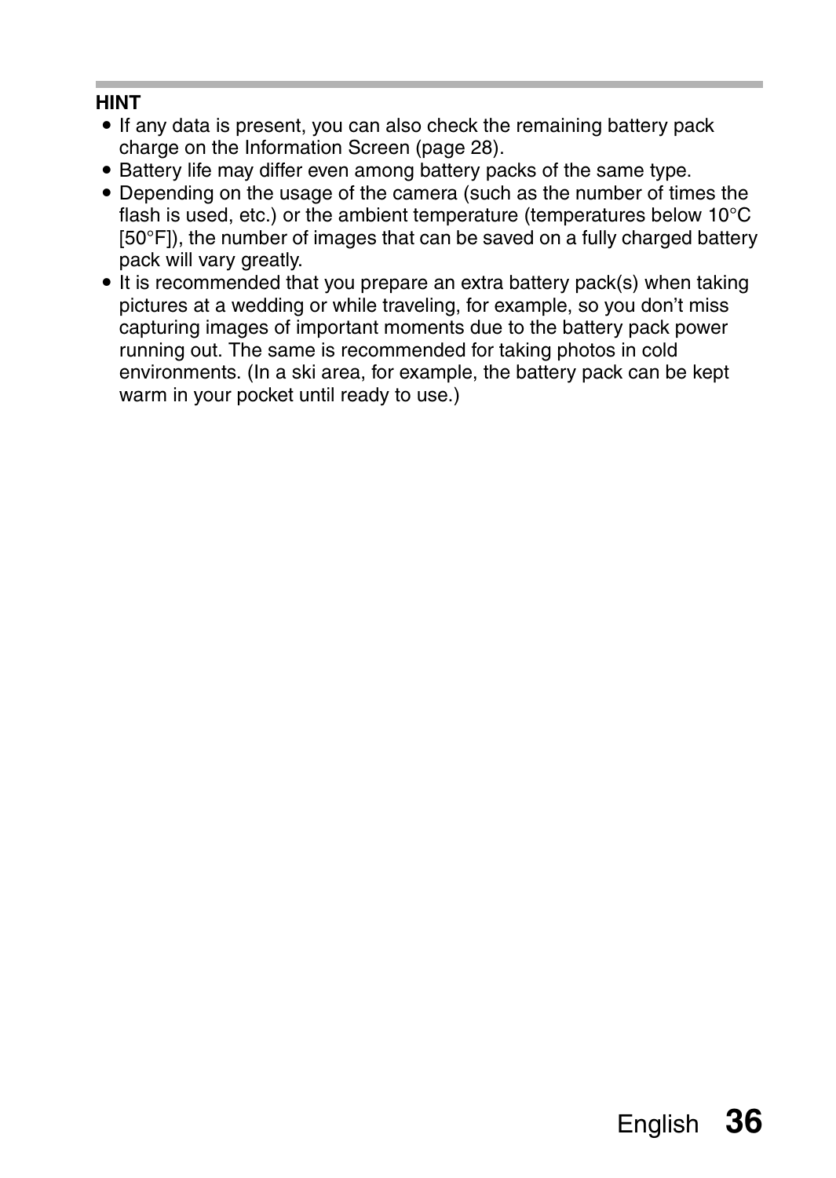**HINT**

- If any data is present, you can also check the remaining battery pack charge on the Information Screen (page 28).
- Battery life may differ even among battery packs of the same type.
- Depending on the usage of the camera (such as the number of times the flash is used, etc.) or the ambient temperature (temperatures below 10°C [50°F]), the number of images that can be saved on a fully charged battery pack will vary greatly.
- It is recommended that you prepare an extra battery pack(s) when taking pictures at a wedding or while traveling, for example, so you don't miss capturing images of important moments due to the battery pack power running out. The same is recommended for taking photos in cold environments. (In a ski area, for example, the battery pack can be kept warm in your pocket until ready to use.)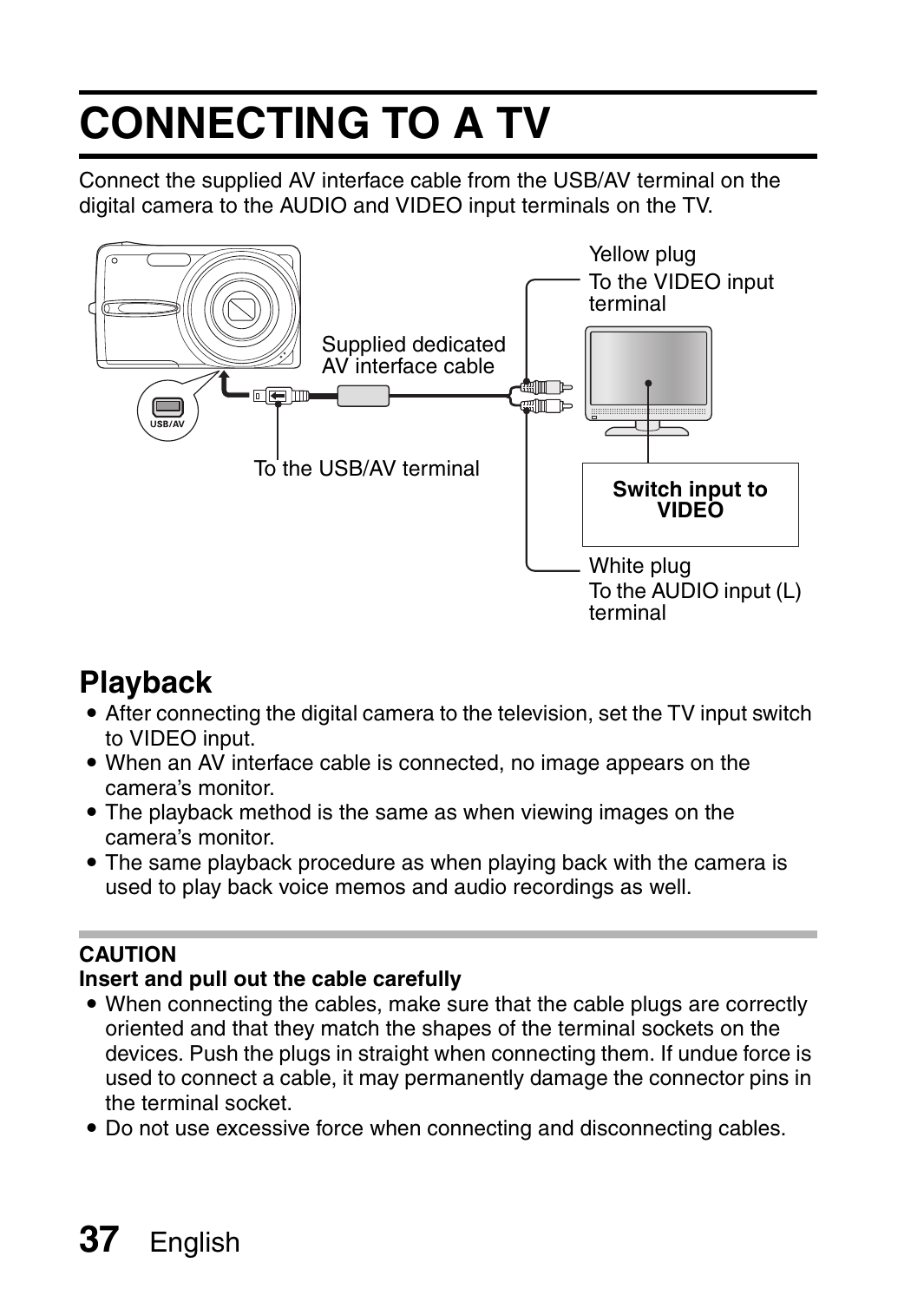# CONNECTING TO A TV

Connect the supplied AV interface cable from the USB/AV terminal on the digital camera to the AUDIO and VIDEO input terminals on the TV.

Yellow plug
To the VIDEO input terminal

Supplied dedicated AV interface cable

To the USB/AV terminal

**Switch input to VIDEO**

White plug
To the AUDIO input (L) terminal

## Playback

- After connecting the digital camera to the television, set the TV input switch to VIDEO input.
- When an AV interface cable is connected, no image appears on the camera's monitor.
- The playback method is the same as when viewing images on the camera's monitor.
- The same playback procedure as when playing back with the camera is used to play back voice memos and audio recordings as well.

**CAUTION**

**Insert and pull out the cable carefully**

- When connecting the cables, make sure that the cable plugs are correctly oriented and that they match the shapes of the terminal sockets on the devices. Push the plugs in straight when connecting them. If undue force is used to connect a cable, it may permanently damage the connector pins in the terminal socket.
- Do not use excessive force when connecting and disconnecting cables.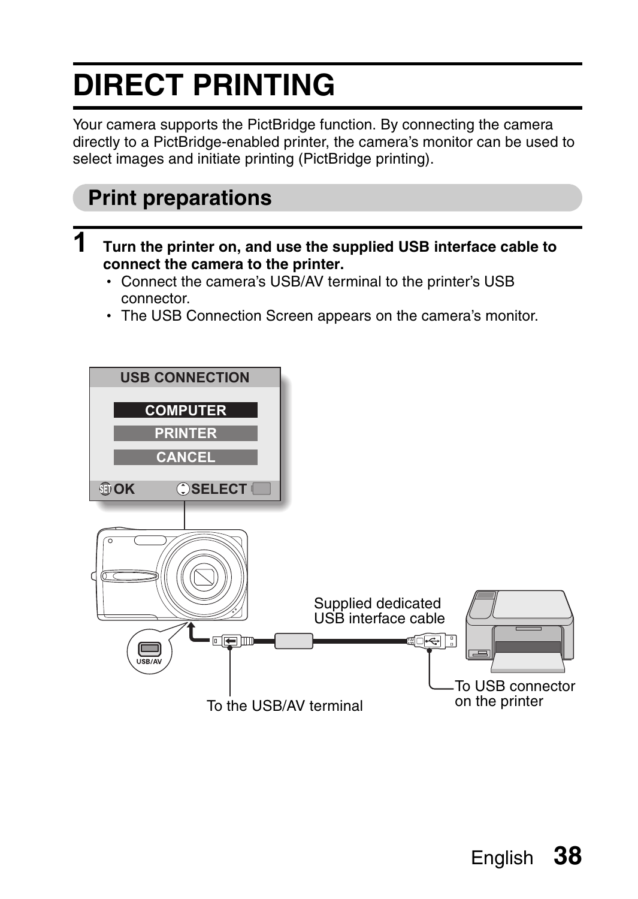# DIRECT PRINTING

Your camera supports the PictBridge function. By connecting the camera directly to a PictBridge-enabled printer, the camera's monitor can be used to select images and initiate printing (PictBridge printing).

## Print preparations

**1 Turn the printer on, and use the supplied USB interface cable to connect the camera to the printer.**

- Connect the camera's USB/AV terminal to the printer's USB connector.
- The USB Connection Screen appears on the camera's monitor.

USB CONNECTION

COMPUTER

PRINTER

CANCEL

OK SELECT

USB/AV

Supplied dedicated USB interface cable

To the USB/AV terminal

To USB connector on the printer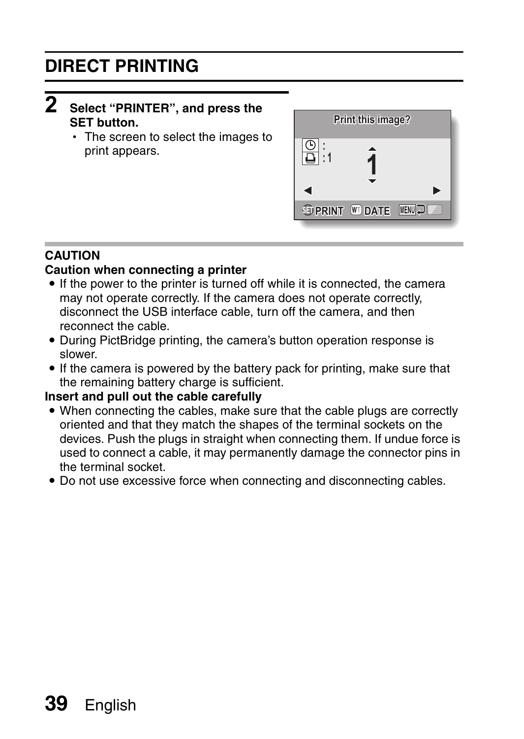# DIRECT PRINTING

**2 Select "PRINTER", and press the SET button.**

- The screen to select the images to print appears.

**CAUTION**

**Caution when connecting a printer**

- If the power to the printer is turned off while it is connected, the camera may not operate correctly. If the camera does not operate correctly, disconnect the USB interface cable, turn off the camera, and then reconnect the cable.
- During PictBridge printing, the camera's button operation response is slower.
- If the camera is powered by the battery pack for printing, make sure that the remaining battery charge is sufficient.

**Insert and pull out the cable carefully**

- When connecting the cables, make sure that the cable plugs are correctly oriented and that they match the shapes of the terminal sockets on the devices. Push the plugs in straight when connecting them. If undue force is used to connect a cable, it may permanently damage the connector pins in the terminal socket.
- Do not use excessive force when connecting and disconnecting cables.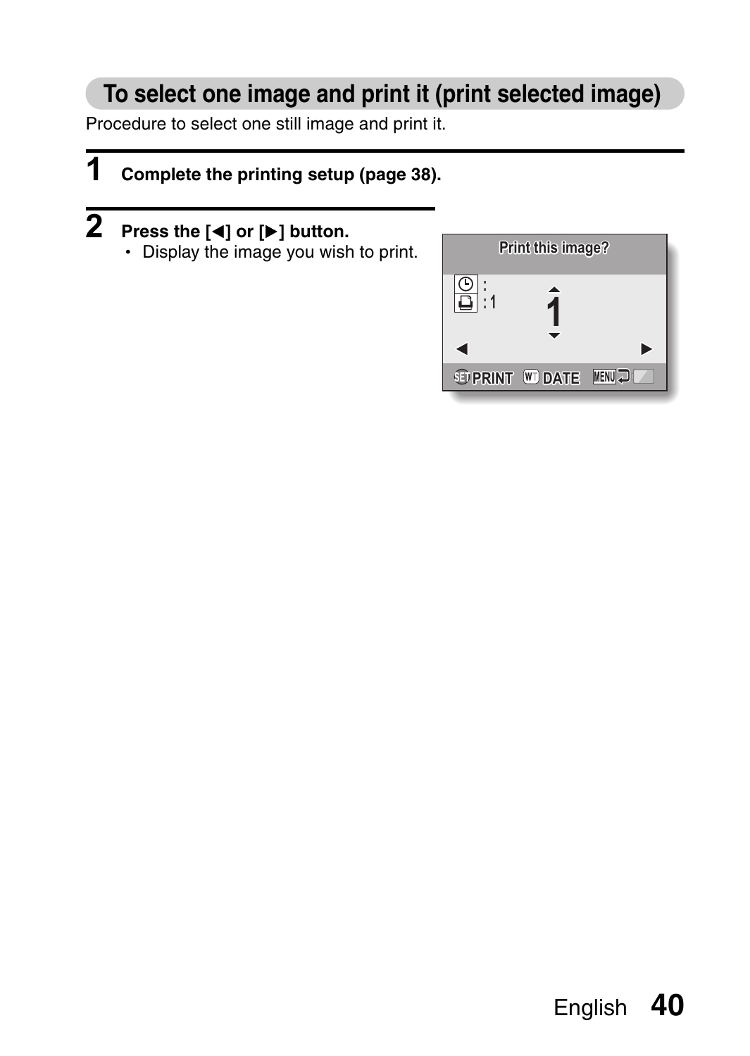## To select one image and print it (print selected image)

Procedure to select one still image and print it.

**1 Complete the printing setup (page 38).**

**2 Press the [◀] or [▶] button.**

- Display the image you wish to print.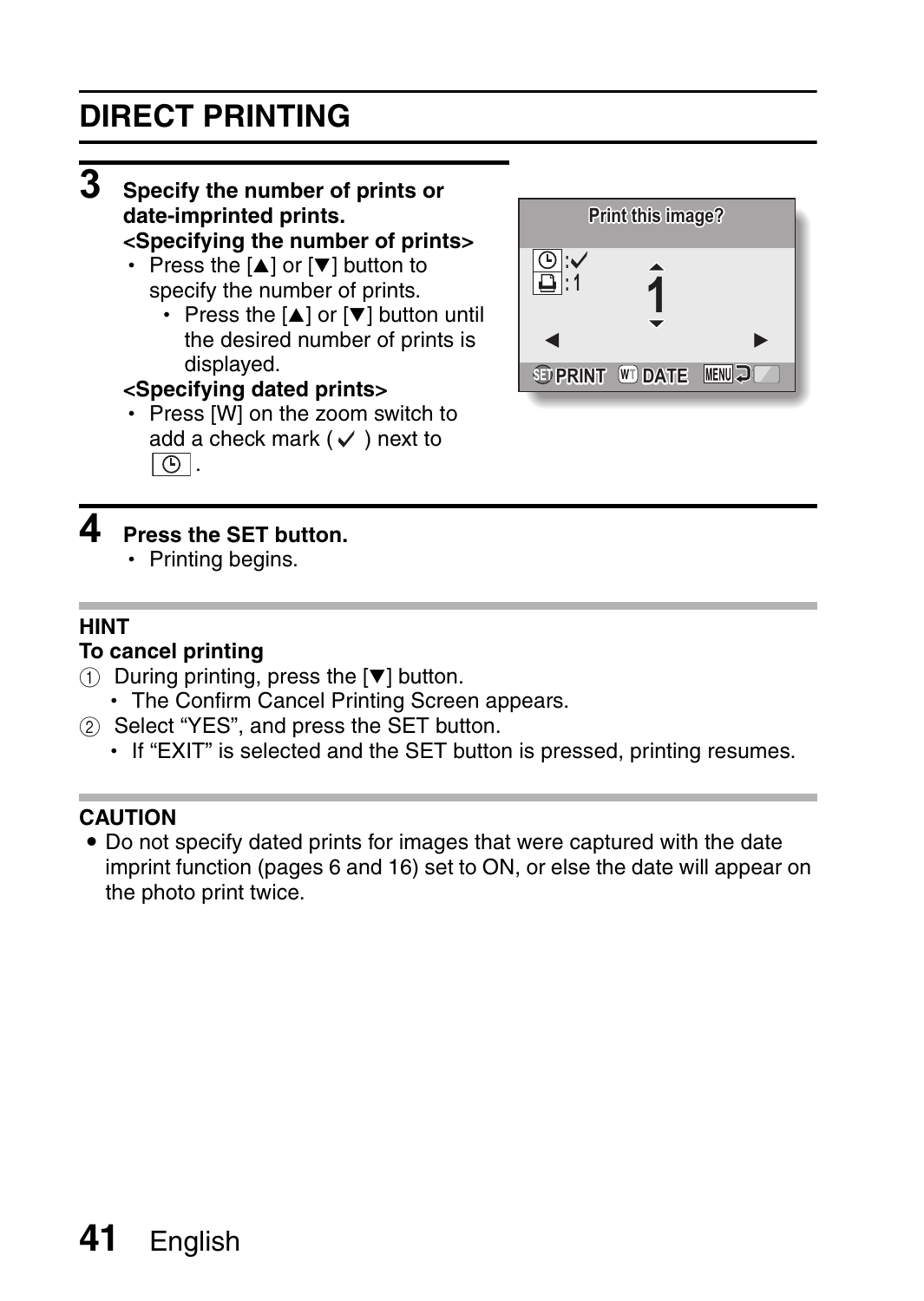# DIRECT PRINTING

## 3 Specify the number of prints or date-imprinted prints.

**<Specifying the number of prints>**

- Press the [▲] or [▼] button to specify the number of prints.
  - Press the [▲] or [▼] button until the desired number of prints is displayed.

**<Specifying dated prints>**

- Press [W] on the zoom switch to add a check mark ( ✓ ) next to [clock icon].

## 4 Press the SET button.

- Printing begins.

**HINT**

**To cancel printing**

1. During printing, press the [▼] button.
   - The Confirm Cancel Printing Screen appears.
2. Select "YES", and press the SET button.
   - If "EXIT" is selected and the SET button is pressed, printing resumes.

**CAUTION**

- Do not specify dated prints for images that were captured with the date imprint function (pages 6 and 16) set to ON, or else the date will appear on the photo print twice.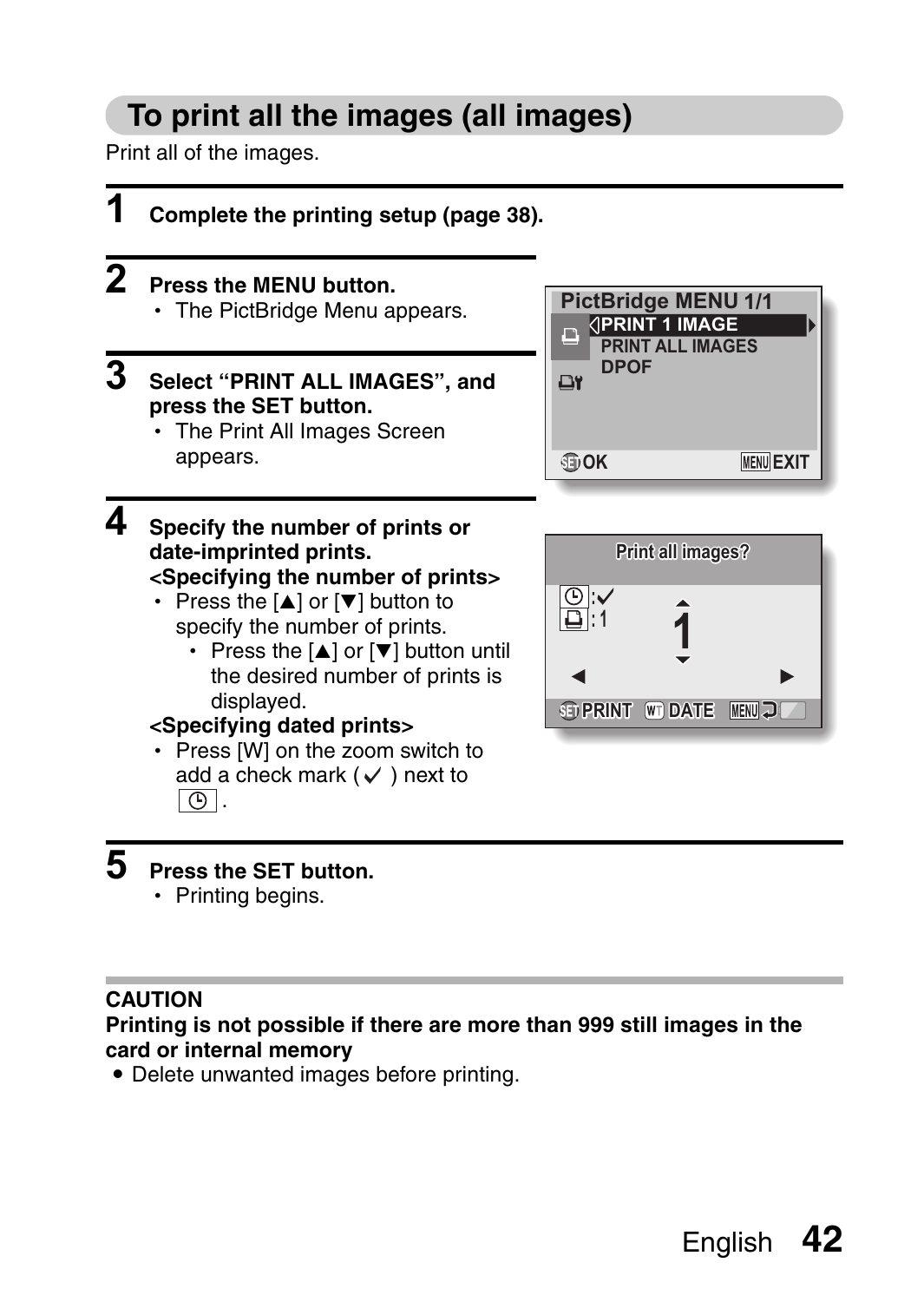## To print all the images (all images)

Print all of the images.

**1 Complete the printing setup (page 38).**

**2 Press the MENU button.**

- The PictBridge Menu appears.

**3 Select "PRINT ALL IMAGES", and press the SET button.**

- The Print All Images Screen appears.

**4 Specify the number of prints or date-imprinted prints.**

**<Specifying the number of prints>**

- Press the [▲] or [▼] button to specify the number of prints.
  - Press the [▲] or [▼] button until the desired number of prints is displayed.

**<Specifying dated prints>**

- Press [W] on the zoom switch to add a check mark (✓) next to ⌚.

**5 Press the SET button.**

- Printing begins.

**CAUTION**

**Printing is not possible if there are more than 999 still images in the card or internal memory**

- Delete unwanted images before printing.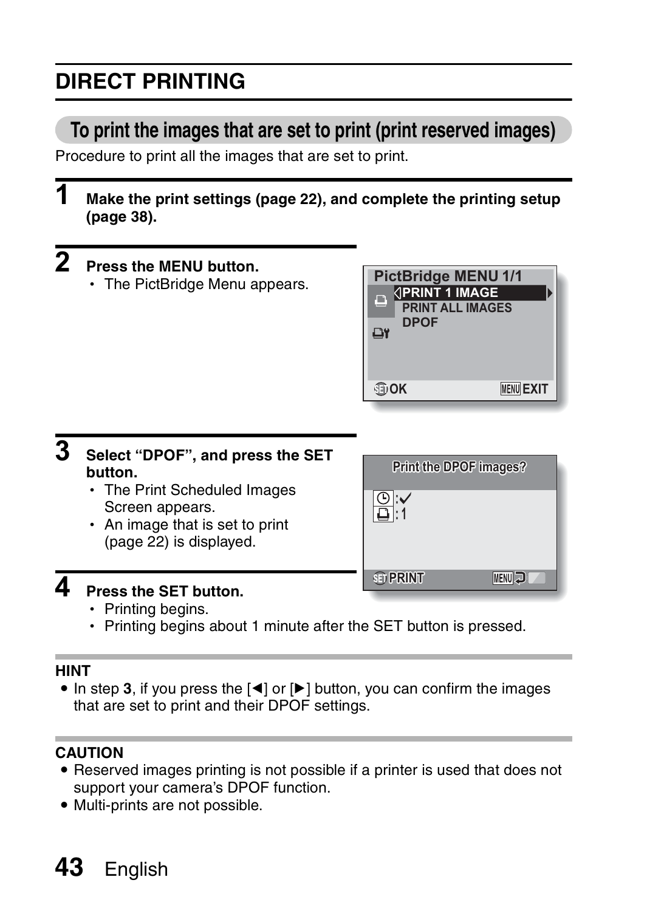# DIRECT PRINTING

## To print the images that are set to print (print reserved images)

Procedure to print all the images that are set to print.

**1** **Make the print settings (page 22), and complete the printing setup (page 38).**

**2** **Press the MENU button.**

- The PictBridge Menu appears.

**3** **Select "DPOF", and press the SET button.**

- The Print Scheduled Images Screen appears.
- An image that is set to print (page 22) is displayed.

**4** **Press the SET button.**

- Printing begins.
- Printing begins about 1 minute after the SET button is pressed.

**HINT**

- In step **3**, if you press the [◄] or [►] button, you can confirm the images that are set to print and their DPOF settings.

**CAUTION**

- Reserved images printing is not possible if a printer is used that does not support your camera's DPOF function.
- Multi-prints are not possible.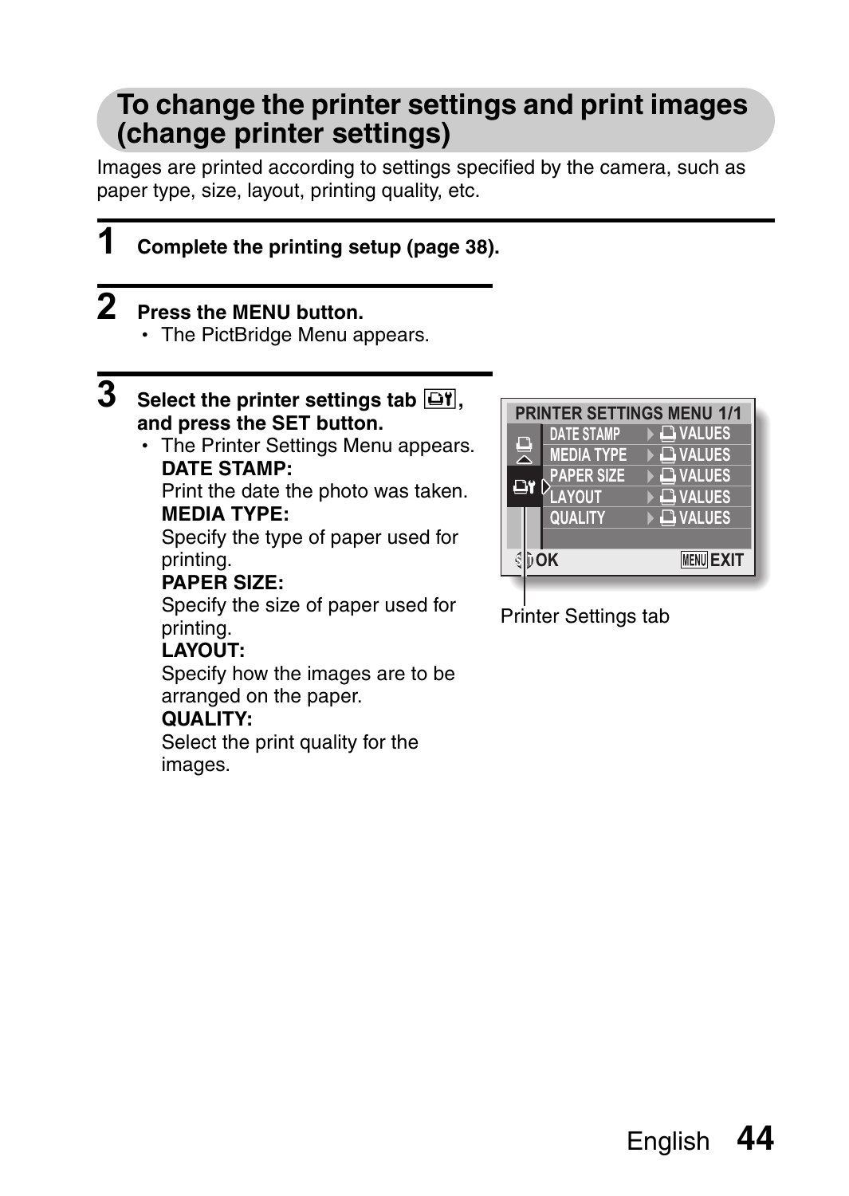## To change the printer settings and print images (change printer settings)

Images are printed according to settings specified by the camera, such as paper type, size, layout, printing quality, etc.

**1 Complete the printing setup (page 38).**

**2 Press the MENU button.**

- The PictBridge Menu appears.

**3 Select the printer settings tab, and press the SET button.**

- The Printer Settings Menu appears.

  **DATE STAMP:**
  Print the date the photo was taken.

  **MEDIA TYPE:**
  Specify the type of paper used for printing.

  **PAPER SIZE:**
  Specify the size of paper used for printing.

  **LAYOUT:**
  Specify how the images are to be arranged on the paper.

  **QUALITY:**
  Select the print quality for the images.

PRINTER SETTINGS MENU 1/1

| | |
|---|---|
| DATE STAMP | VALUES |
| MEDIA TYPE | VALUES |
| PAPER SIZE | VALUES |
| LAYOUT | VALUES |
| QUALITY | VALUES |

OK    EXIT

Printer Settings tab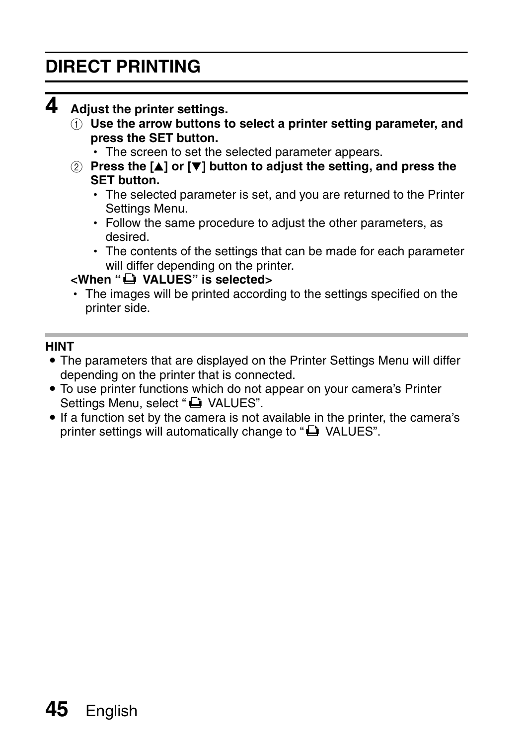# DIRECT PRINTING

**4 Adjust the printer settings.**

① **Use the arrow buttons to select a printer setting parameter, and press the SET button.**

- The screen to set the selected parameter appears.

② **Press the [▲] or [▼] button to adjust the setting, and press the SET button.**

- The selected parameter is set, and you are returned to the Printer Settings Menu.
- Follow the same procedure to adjust the other parameters, as desired.
- The contents of the settings that can be made for each parameter will differ depending on the printer.

**<When " VALUES" is selected>**

- The images will be printed according to the settings specified on the printer side.

**HINT**

- The parameters that are displayed on the Printer Settings Menu will differ depending on the printer that is connected.
- To use printer functions which do not appear on your camera's Printer Settings Menu, select " VALUES".
- If a function set by the camera is not available in the printer, the camera's printer settings will automatically change to " VALUES".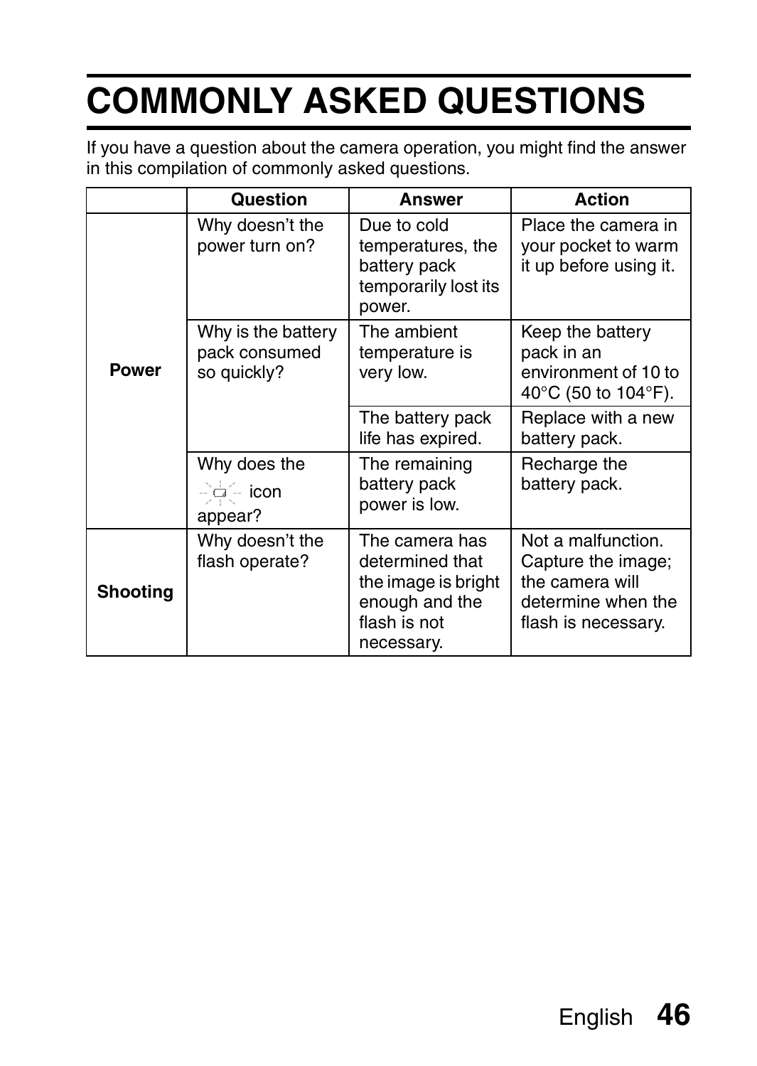# COMMONLY ASKED QUESTIONS

If you have a question about the camera operation, you might find the answer in this compilation of commonly asked questions.

| | Question | Answer | Action |
|---|---|---|---|
| **Power** | Why doesn't the power turn on? | Due to cold temperatures, the battery pack temporarily lost its power. | Place the camera in your pocket to warm it up before using it. |
| | Why is the battery pack consumed so quickly? | The ambient temperature is very low. | Keep the battery pack in an environment of 10 to 40°C (50 to 104°F). |
| | | The battery pack life has expired. | Replace with a new battery pack. |
| | Why does the icon appear? | The remaining battery pack power is low. | Recharge the battery pack. |
| **Shooting** | Why doesn't the flash operate? | The camera has determined that the image is bright enough and the flash is not necessary. | Not a malfunction. Capture the image; the camera will determine when the flash is necessary. |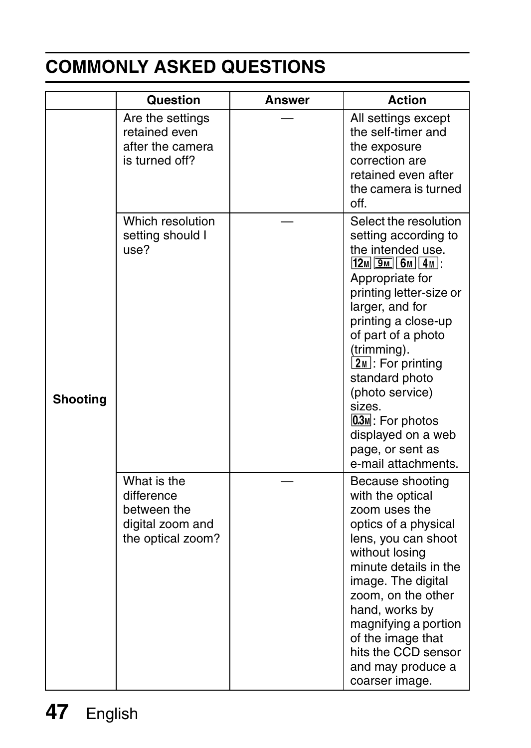# COMMONLY ASKED QUESTIONS

| | Question | Answer | Action |
|---|---|---|---|
| **Shooting** | Are the settings retained even after the camera is turned off? | — | All settings except the self-timer and the exposure correction are retained even after the camera is turned off. |
| | Which resolution setting should I use? | — | Select the resolution setting according to the intended use. 12M 9M 6M 4M: Appropriate for printing letter-size or larger, and for printing a close-up of part of a photo (trimming). 2M: For printing standard photo (photo service) sizes. 0.3M: For photos displayed on a web page, or sent as e-mail attachments. |
| | What is the difference between the digital zoom and the optical zoom? | — | Because shooting with the optical zoom uses the optics of a physical lens, you can shoot without losing minute details in the image. The digital zoom, on the other hand, works by magnifying a portion of the image that hits the CCD sensor and may produce a coarser image. |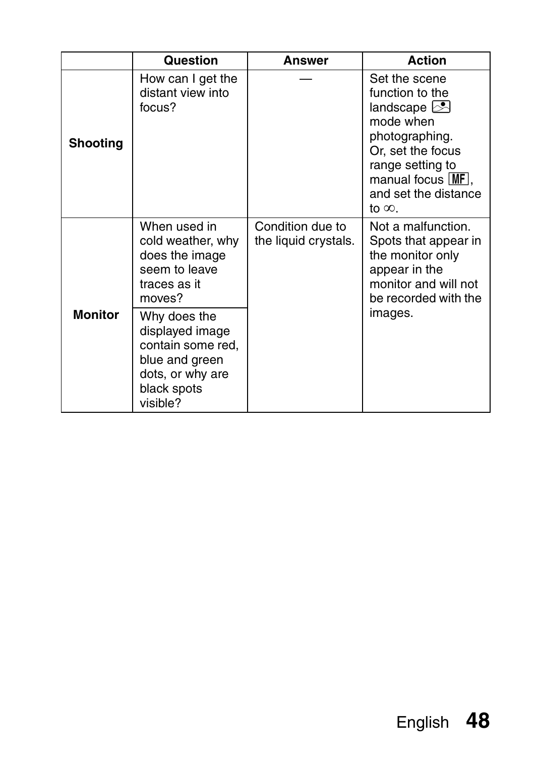| | Question | Answer | Action |
|---|---|---|---|
| **Shooting** | How can I get the distant view into focus? | — | Set the scene function to the landscape mode when photographing. Or, set the focus range setting to manual focus MF, and set the distance to ∞. |
| **Monitor** | When used in cold weather, why does the image seem to leave traces as it moves? | Condition due to the liquid crystals. | Not a malfunction. Spots that appear in the monitor only appear in the monitor and will not be recorded with the images. |
| | Why does the displayed image contain some red, blue and green dots, or why are black spots visible? | | |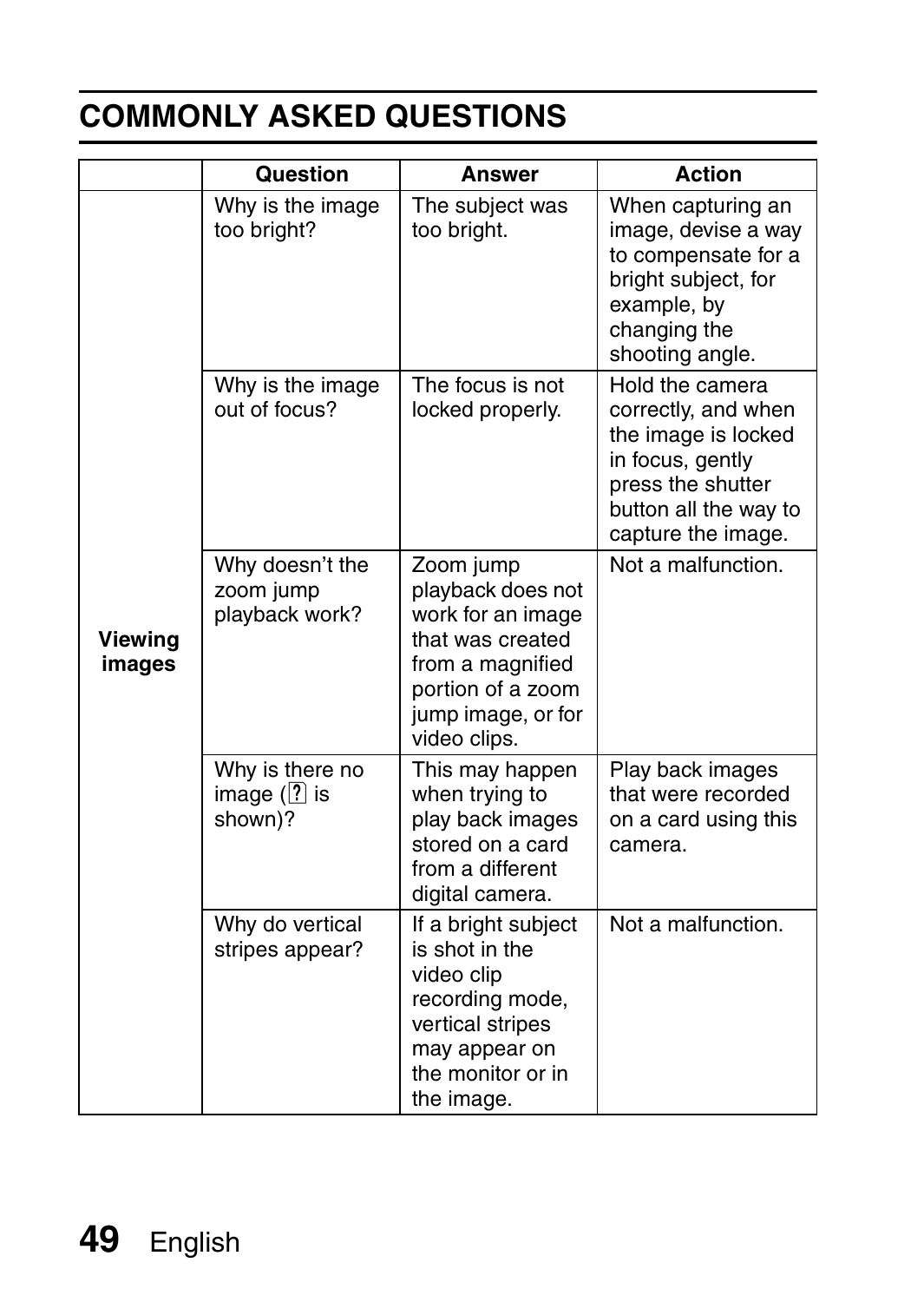## COMMONLY ASKED QUESTIONS

| | Question | Answer | Action |
|---|---|---|---|
| **Viewing images** | Why is the image too bright? | The subject was too bright. | When capturing an image, devise a way to compensate for a bright subject, for example, by changing the shooting angle. |
| | Why is the image out of focus? | The focus is not locked properly. | Hold the camera correctly, and when the image is locked in focus, gently press the shutter button all the way to capture the image. |
| | Why doesn't the zoom jump playback work? | Zoom jump playback does not work for an image that was created from a magnified portion of a zoom jump image, or for video clips. | Not a malfunction. |
| | Why is there no image (? is shown)? | This may happen when trying to play back images stored on a card from a different digital camera. | Play back images that were recorded on a card using this camera. |
| | Why do vertical stripes appear? | If a bright subject is shot in the video clip recording mode, vertical stripes may appear on the monitor or in the image. | Not a malfunction. |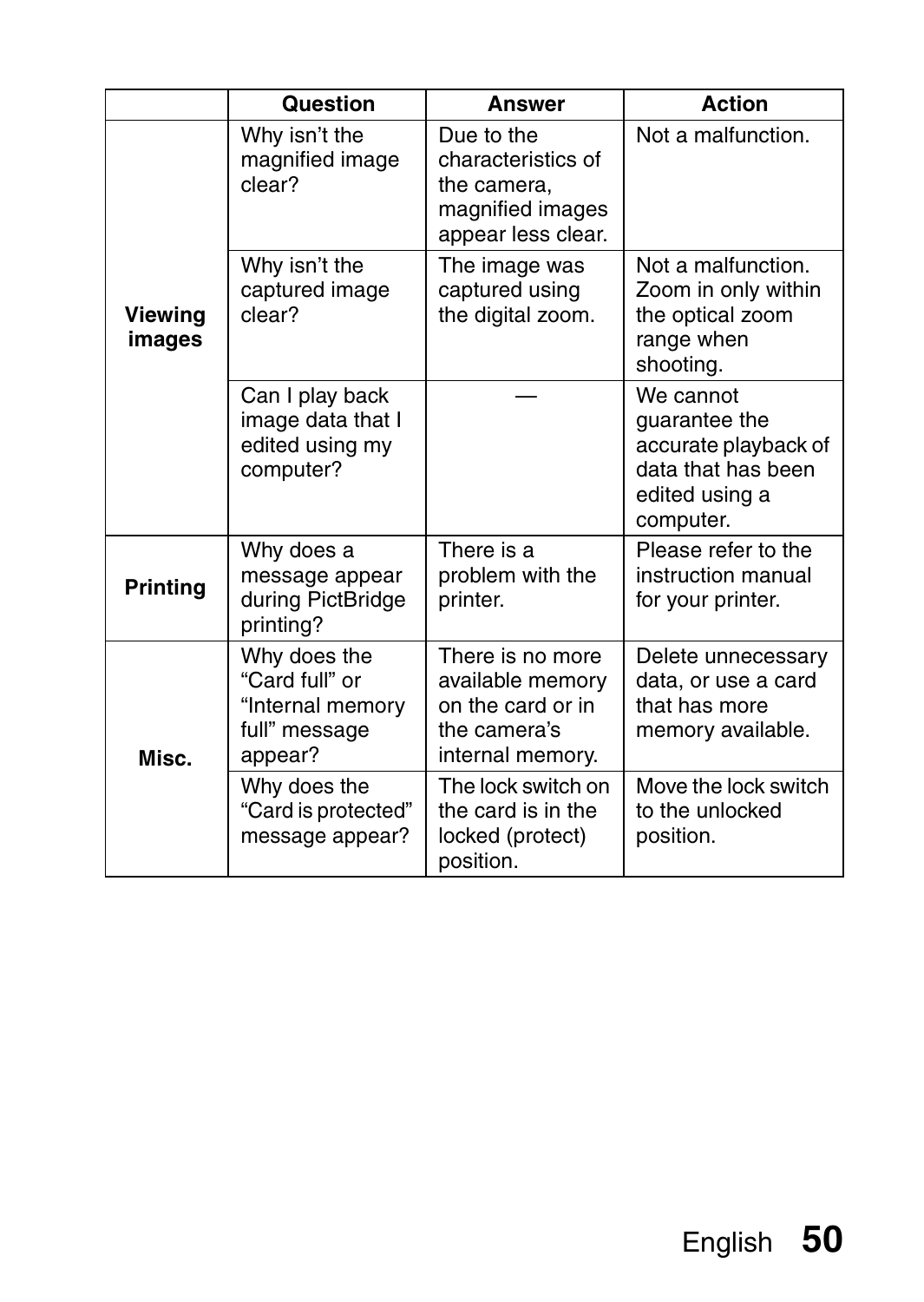|  | Question | Answer | Action |
| --- | --- | --- | --- |
| **Viewing images** | Why isn't the magnified image clear? | Due to the characteristics of the camera, magnified images appear less clear. | Not a malfunction. |
|  | Why isn't the captured image clear? | The image was captured using the digital zoom. | Not a malfunction. Zoom in only within the optical zoom range when shooting. |
|  | Can I play back image data that I edited using my computer? | — | We cannot guarantee the accurate playback of data that has been edited using a computer. |
| **Printing** | Why does a message appear during PictBridge printing? | There is a problem with the printer. | Please refer to the instruction manual for your printer. |
| **Misc.** | Why does the "Card full" or "Internal memory full" message appear? | There is no more available memory on the card or in the camera's internal memory. | Delete unnecessary data, or use a card that has more memory available. |
|  | Why does the "Card is protected" message appear? | The lock switch on the card is in the locked (protect) position. | Move the lock switch to the unlocked position. |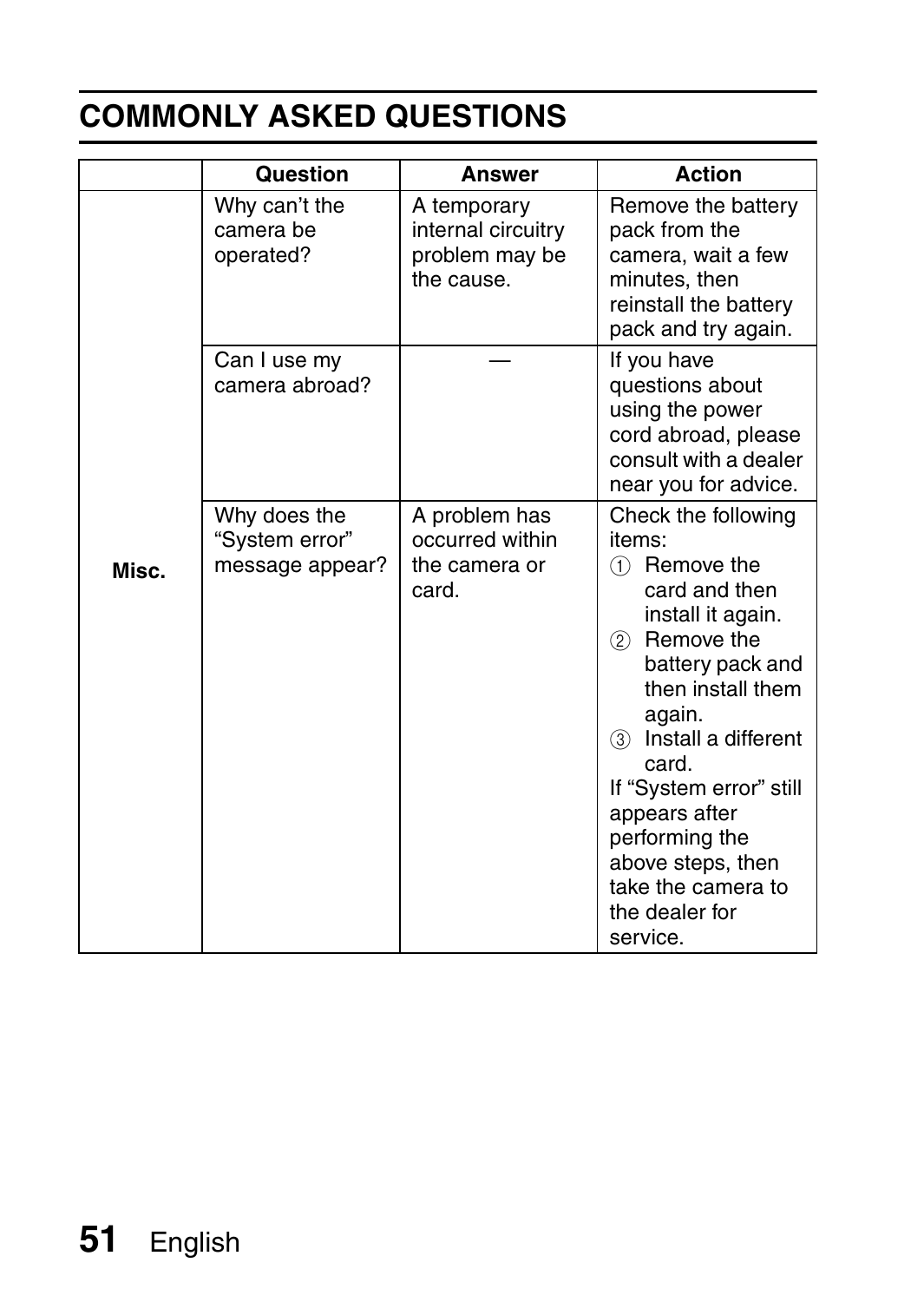# COMMONLY ASKED QUESTIONS

| | Question | Answer | Action |
|---|---|---|---|
| Misc. | Why can't the camera be operated? | A temporary internal circuitry problem may be the cause. | Remove the battery pack from the camera, wait a few minutes, then reinstall the battery pack and try again. |
| | Can I use my camera abroad? | — | If you have questions about using the power cord abroad, please consult with a dealer near you for advice. |
| | Why does the "System error" message appear? | A problem has occurred within the camera or card. | Check the following items:<br>① Remove the card and then install it again.<br>② Remove the battery pack and then install them again.<br>③ Install a different card.<br>If "System error" still appears after performing the above steps, then take the camera to the dealer for service. |

English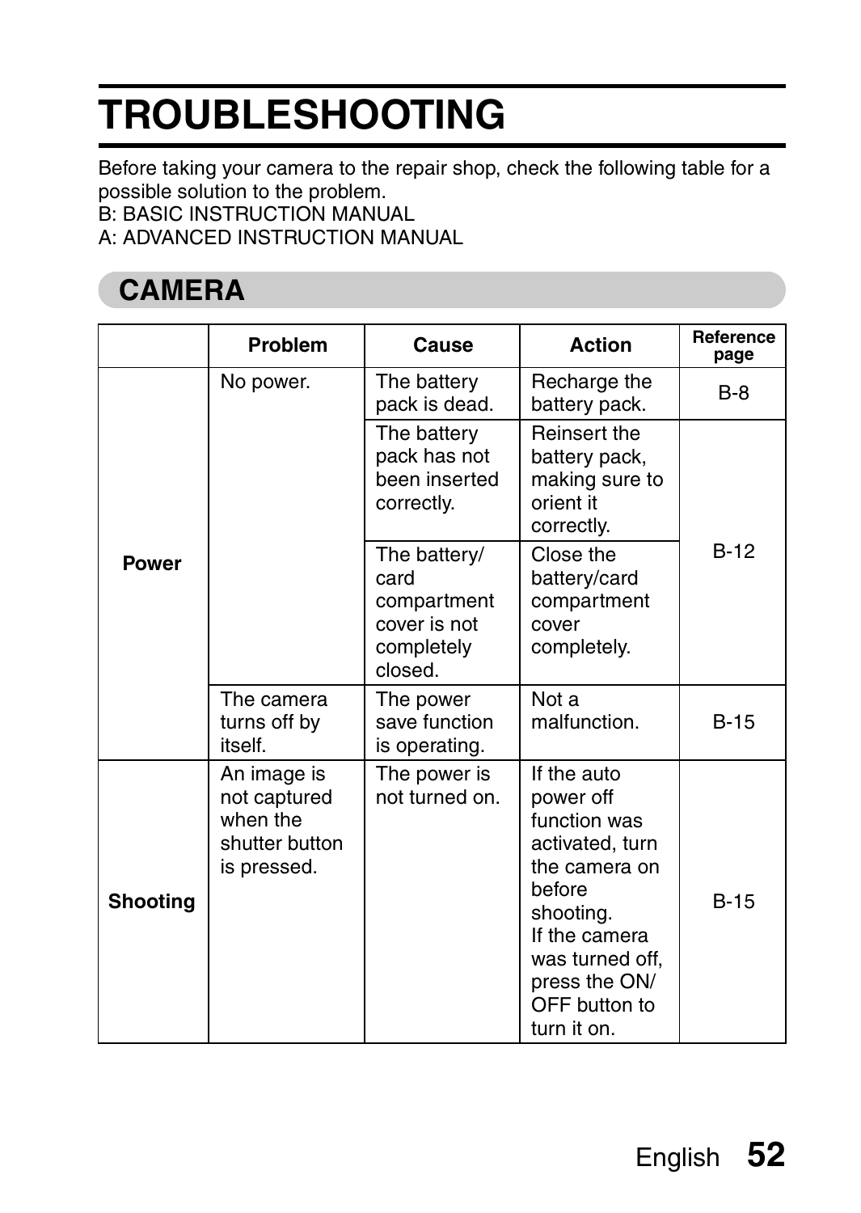# TROUBLESHOOTING

Before taking your camera to the repair shop, check the following table for a possible solution to the problem.
B: BASIC INSTRUCTION MANUAL
A: ADVANCED INSTRUCTION MANUAL

## CAMERA

| | Problem | Cause | Action | Reference page |
|---|---|---|---|---|
| **Power** | No power. | The battery pack is dead. | Recharge the battery pack. | B-8 |
| | | The battery pack has not been inserted correctly. | Reinsert the battery pack, making sure to orient it correctly. | B-12 |
| | | The battery/card compartment cover is not completely closed. | Close the battery/card compartment cover completely. | |
| | The camera turns off by itself. | The power save function is operating. | Not a malfunction. | B-15 |
| **Shooting** | An image is not captured when the shutter button is pressed. | The power is not turned on. | If the auto power off function was activated, turn the camera on before shooting. If the camera was turned off, press the ON/OFF button to turn it on. | B-15 |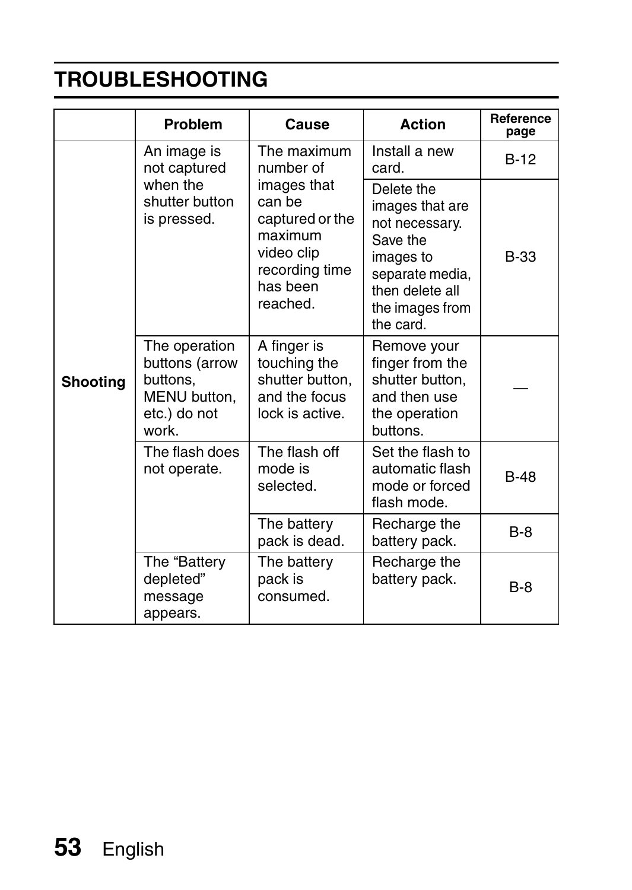# TROUBLESHOOTING

| | Problem | Cause | Action | Reference page |
|---|---|---|---|---|
| Shooting | An image is not captured when the shutter button is pressed. | The maximum number of images that can be captured or the maximum video clip recording time has been reached. | Install a new card. | B-12 |
| | | | Delete the images that are not necessary. Save the images to separate media, then delete all the images from the card. | B-33 |
| | The operation buttons (arrow buttons, MENU button, etc.) do not work. | A finger is touching the shutter button, and the focus lock is active. | Remove your finger from the shutter button, and then use the operation buttons. | — |
| | The flash does not operate. | The flash off mode is selected. | Set the flash to automatic flash mode or forced flash mode. | B-48 |
| | | The battery pack is dead. | Recharge the battery pack. | B-8 |
| | The “Battery depleted” message appears. | The battery pack is consumed. | Recharge the battery pack. | B-8 |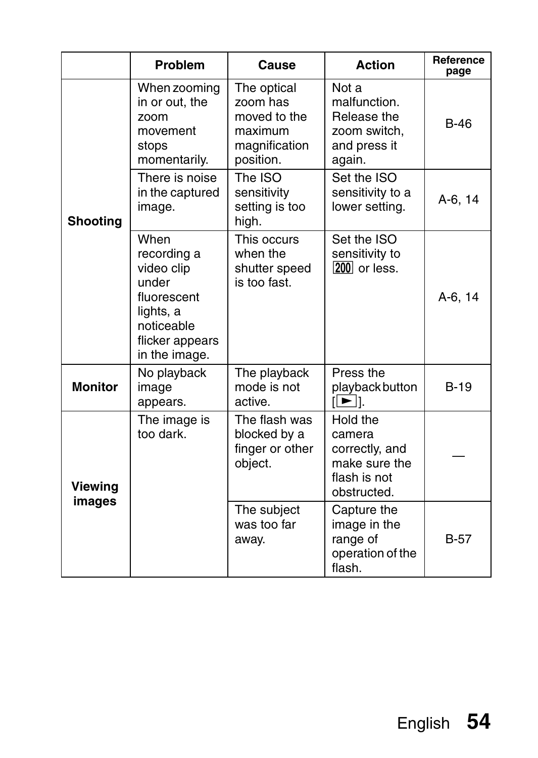|  | Problem | Cause | Action | Reference page |
|---|---|---|---|---|
| **Shooting** | When zooming in or out, the zoom movement stops momentarily. | The optical zoom has moved to the maximum magnification position. | Not a malfunction. Release the zoom switch, and press it again. | B-46 |
|  | There is noise in the captured image. | The ISO sensitivity setting is too high. | Set the ISO sensitivity to a lower setting. | A-6, 14 |
|  | When recording a video clip under fluorescent lights, a noticeable flicker appears in the image. | This occurs when the shutter speed is too fast. | Set the ISO sensitivity to [200] or less. | A-6, 14 |
| **Monitor** | No playback image appears. | The playback mode is not active. | Press the playback button [▶]. | B-19 |
| **Viewing images** | The image is too dark. | The flash was blocked by a finger or other object. | Hold the camera correctly, and make sure the flash is not obstructed. | — |
|  |  | The subject was too far away. | Capture the image in the range of operation of the flash. | B-57 |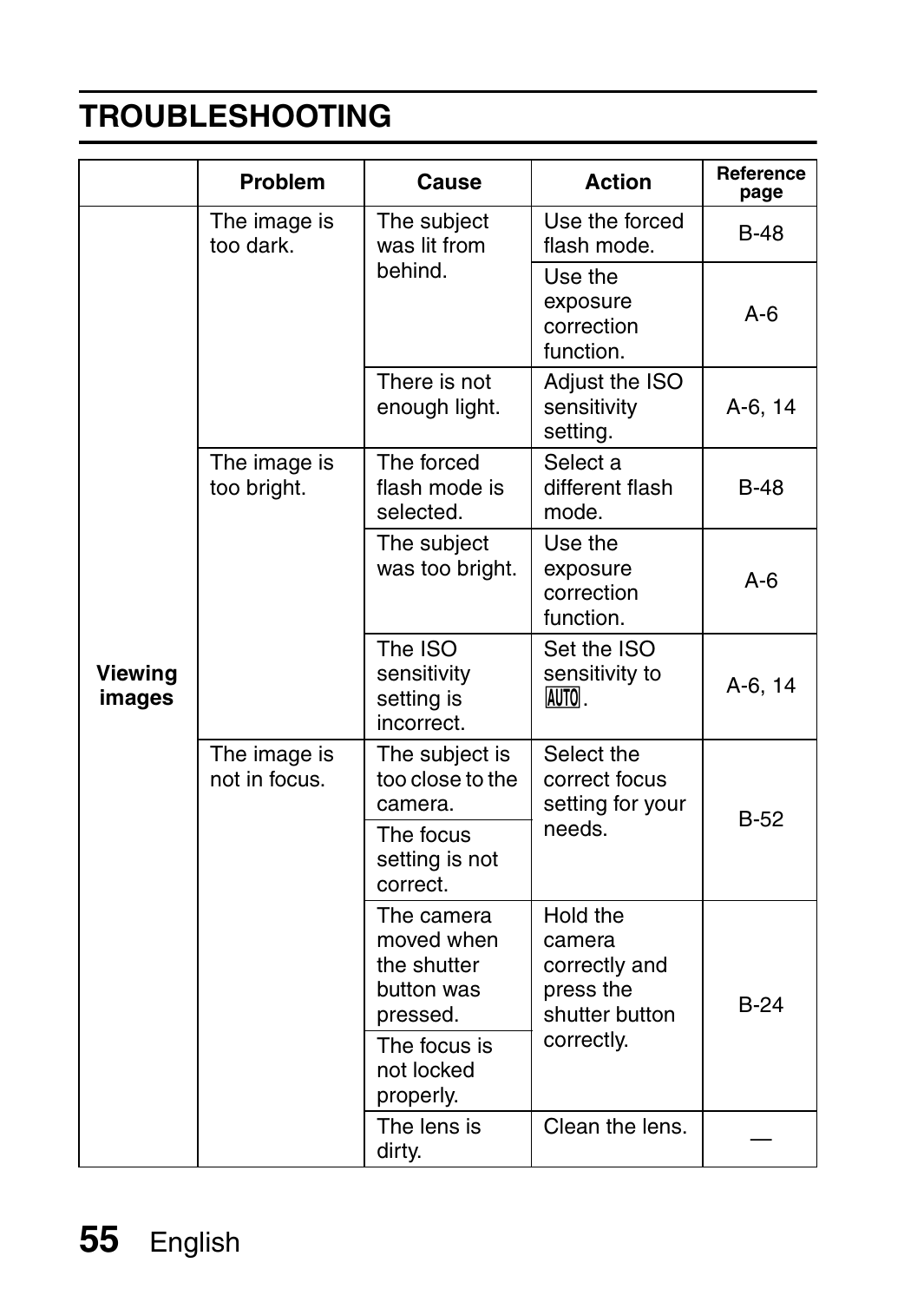# TROUBLESHOOTING

| | Problem | Cause | Action | Reference page |
|---|---|---|---|---|
| Viewing images | The image is too dark. | The subject was lit from behind. | Use the forced flash mode. | B-48 |
| | | | Use the exposure correction function. | A-6 |
| | | There is not enough light. | Adjust the ISO sensitivity setting. | A-6, 14 |
| | The image is too bright. | The forced flash mode is selected. | Select a different flash mode. | B-48 |
| | | The subject was too bright. | Use the exposure correction function. | A-6 |
| | | The ISO sensitivity setting is incorrect. | Set the ISO sensitivity to AUTO. | A-6, 14 |
| | The image is not in focus. | The subject is too close to the camera. | Select the correct focus setting for your needs. | B-52 |
| | | The focus setting is not correct. | | |
| | | The camera moved when the shutter button was pressed. | Hold the camera correctly and press the shutter button correctly. | B-24 |
| | | The focus is not locked properly. | | |
| | | The lens is dirty. | Clean the lens. | — |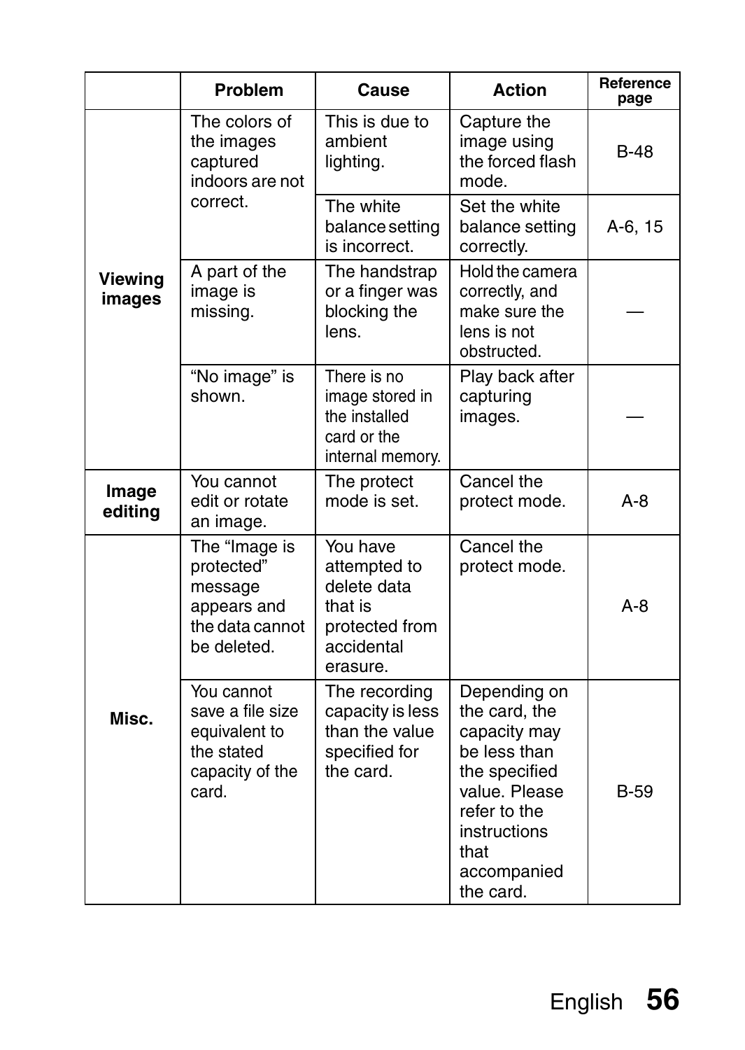| | Problem | Cause | Action | Reference page |
|---|---|---|---|---|
| **Viewing images** | The colors of the images captured indoors are not correct. | This is due to ambient lighting. | Capture the image using the forced flash mode. | B-48 |
| | | The white balance setting is incorrect. | Set the white balance setting correctly. | A-6, 15 |
| | A part of the image is missing. | The handstrap or a finger was blocking the lens. | Hold the camera correctly, and make sure the lens is not obstructed. | — |
| | "No image" is shown. | There is no image stored in the installed card or the internal memory. | Play back after capturing images. | — |
| **Image editing** | You cannot edit or rotate an image. | The protect mode is set. | Cancel the protect mode. | A-8 |
| **Misc.** | The "Image is protected" message appears and the data cannot be deleted. | You have attempted to delete data that is protected from accidental erasure. | Cancel the protect mode. | A-8 |
| | You cannot save a file size equivalent to the stated capacity of the card. | The recording capacity is less than the value specified for the card. | Depending on the card, the capacity may be less than the specified value. Please refer to the instructions that accompanied the card. | B-59 |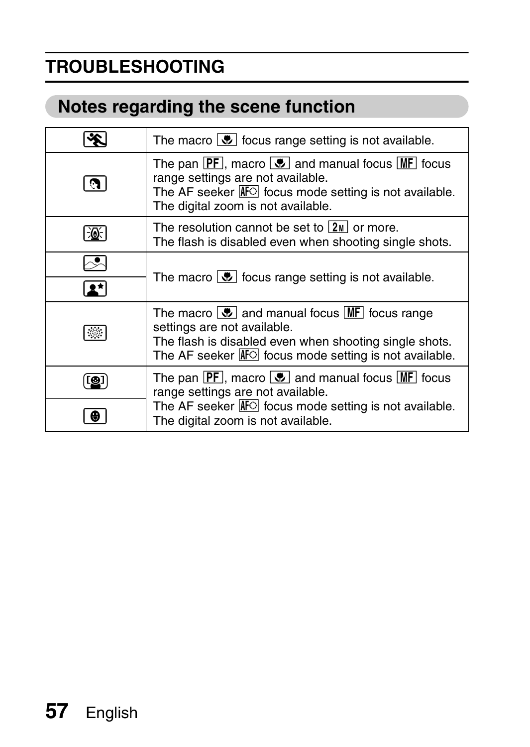# TROUBLESHOOTING

## Notes regarding the scene function

| | |
|---|---|
| [Sports] | The macro [macro] focus range setting is not available. |
| [Portrait] | The pan [PF], macro [macro] and manual focus [MF] focus range settings are not available. The AF seeker [AF] focus mode setting is not available. The digital zoom is not available. |
| [Night view] | The resolution cannot be set to [2M] or more. The flash is disabled even when shooting single shots. |
| [Landscape] | The macro [macro] focus range setting is not available. |
| [Night portrait] | |
| [Fireworks] | The macro [macro] and manual focus [MF] focus range settings are not available. The flash is disabled even when shooting single shots. The AF seeker [AF] focus mode setting is not available. |
| [Face chaser] | The pan [PF], macro [macro] and manual focus [MF] focus range settings are not available. The AF seeker [AF] focus mode setting is not available. The digital zoom is not available. |
| [Face] | |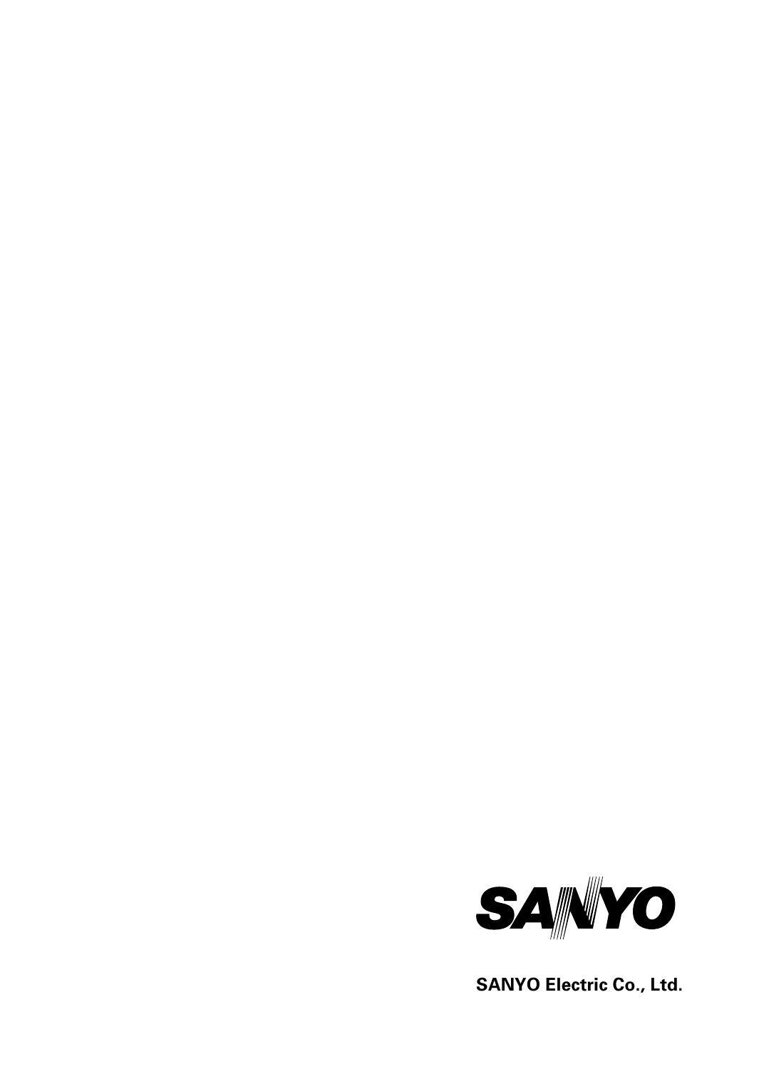SANYO

SANYO Electric Co., Ltd.